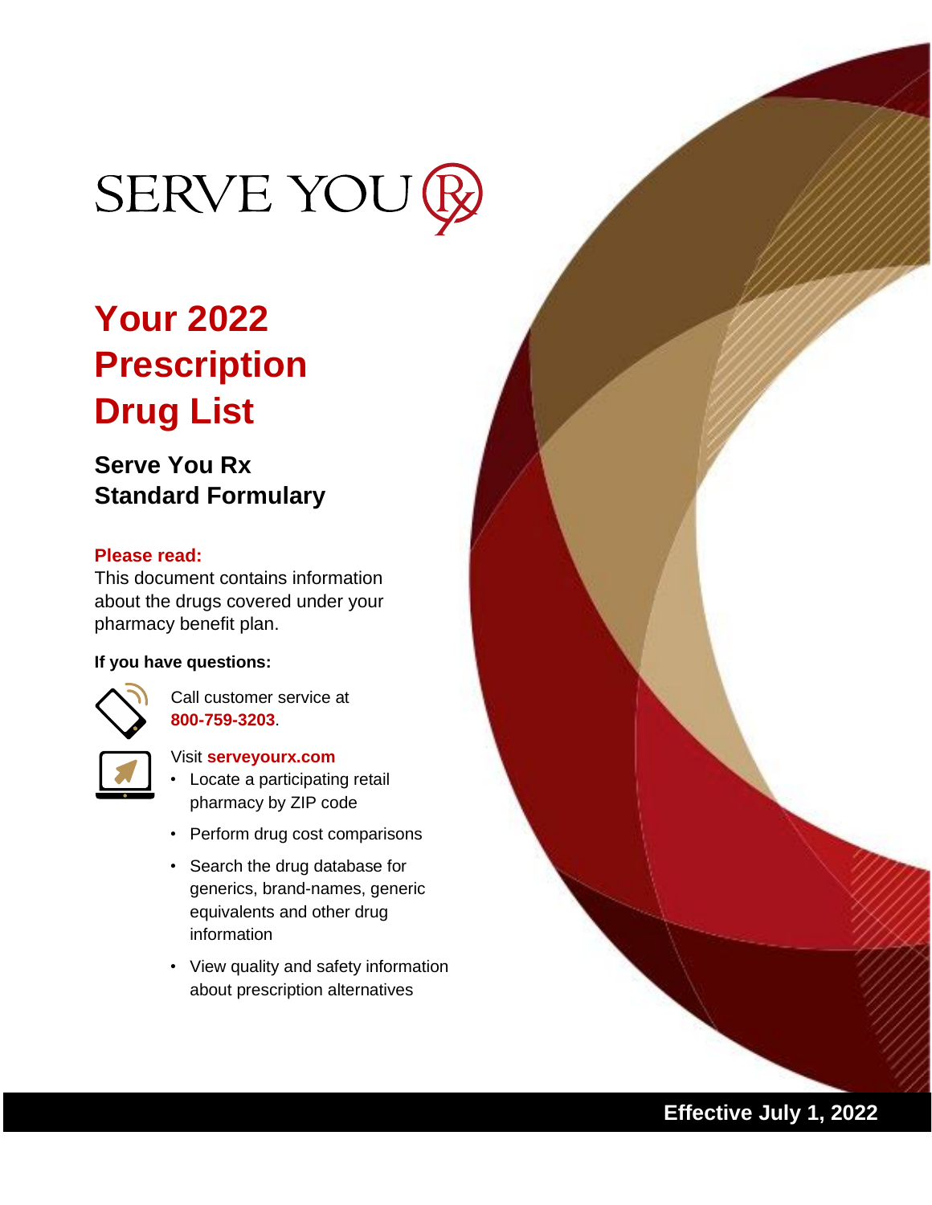SERVE YOU Rx

# Your 2022 Prescription Drug List

## Serve You Rx Standard Formulary

**Please read:**

This document contains information about the drugs covered under your pharmacy benefit plan.

**If you have questions:**

Call customer service at **800-759-3203**.

Visit **serveyourx.com**

- Locate a participating retail pharmacy by ZIP code
- Perform drug cost comparisons
- Search the drug database for generics, brand-names, generic equivalents and other drug information
- View quality and safety information about prescription alternatives

**Effective July 1, 2022**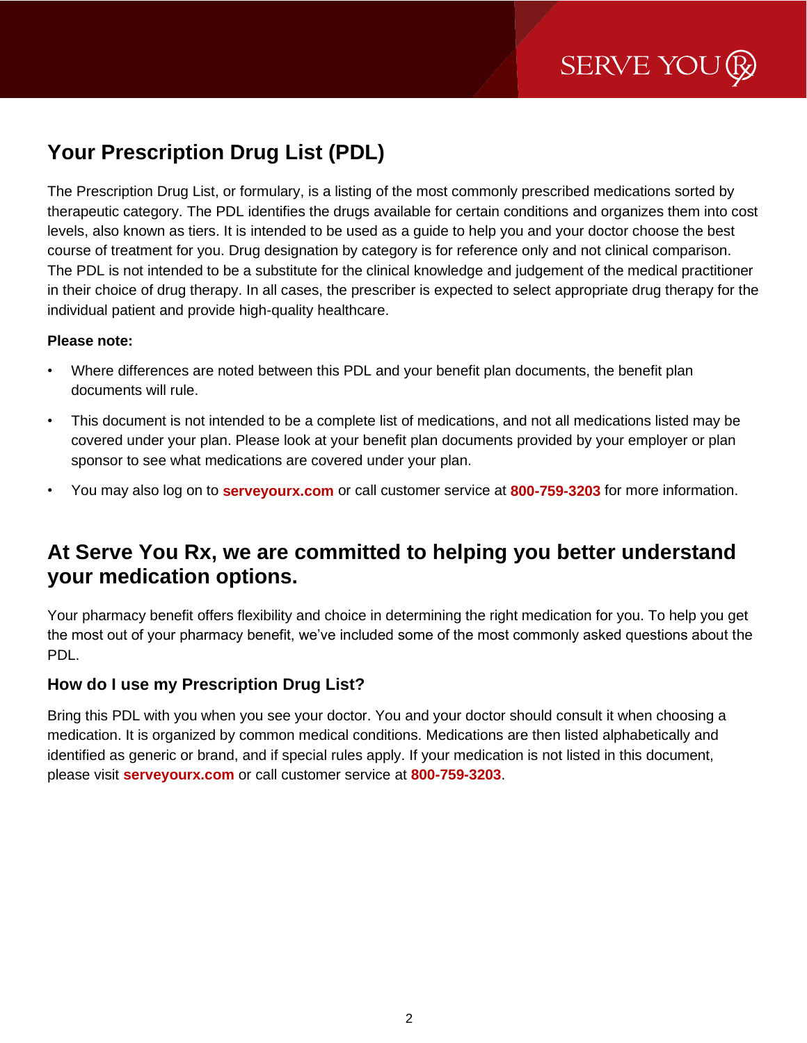# Your Prescription Drug List (PDL)

The Prescription Drug List, or formulary, is a listing of the most commonly prescribed medications sorted by therapeutic category. The PDL identifies the drugs available for certain conditions and organizes them into cost levels, also known as tiers. It is intended to be used as a guide to help you and your doctor choose the best course of treatment for you. Drug designation by category is for reference only and not clinical comparison. The PDL is not intended to be a substitute for the clinical knowledge and judgement of the medical practitioner in their choice of drug therapy. In all cases, the prescriber is expected to select appropriate drug therapy for the individual patient and provide high-quality healthcare.

**Please note:**

- Where differences are noted between this PDL and your benefit plan documents, the benefit plan documents will rule.
- This document is not intended to be a complete list of medications, and not all medications listed may be covered under your plan. Please look at your benefit plan documents provided by your employer or plan sponsor to see what medications are covered under your plan.
- You may also log on to **serveyourx.com** or call customer service at **800-759-3203** for more information.

## At Serve You Rx, we are committed to helping you better understand your medication options.

Your pharmacy benefit offers flexibility and choice in determining the right medication for you. To help you get the most out of your pharmacy benefit, we've included some of the most commonly asked questions about the PDL.

### How do I use my Prescription Drug List?

Bring this PDL with you when you see your doctor. You and your doctor should consult it when choosing a medication. It is organized by common medical conditions. Medications are then listed alphabetically and identified as generic or brand, and if special rules apply. If your medication is not listed in this document, please visit **serveyourx.com** or call customer service at **800-759-3203**.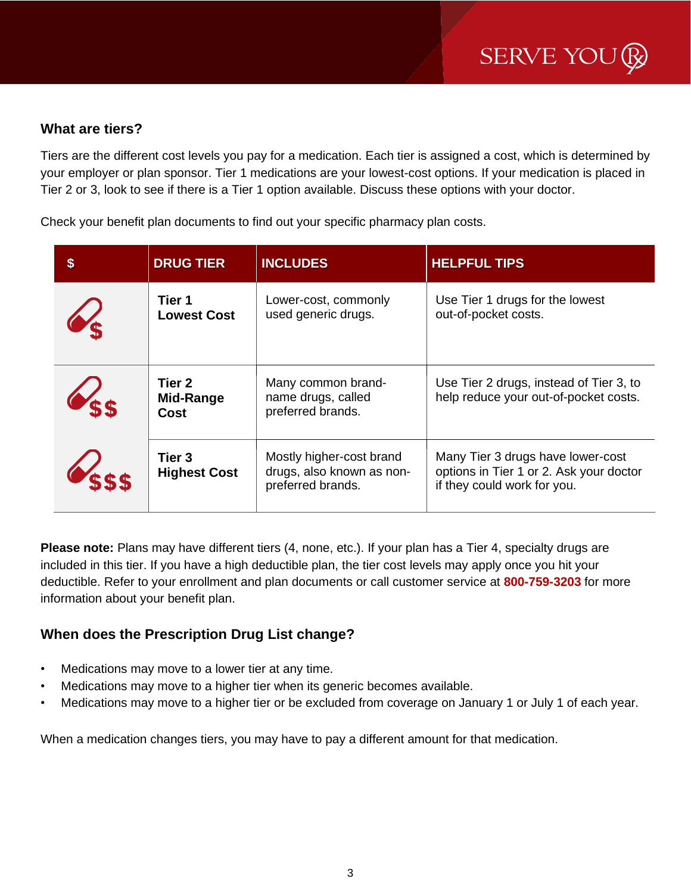## What are tiers?

Tiers are the different cost levels you pay for a medication. Each tier is assigned a cost, which is determined by your employer or plan sponsor. Tier 1 medications are your lowest-cost options. If your medication is placed in Tier 2 or 3, look to see if there is a Tier 1 option available. Discuss these options with your doctor.

Check your benefit plan documents to find out your specific pharmacy plan costs.

| $ | DRUG TIER | INCLUDES | HELPFUL TIPS |
|---|---|---|---|
| $ | **Tier 1 Lowest Cost** | Lower-cost, commonly used generic drugs. | Use Tier 1 drugs for the lowest out-of-pocket costs. |
| $$ | **Tier 2 Mid-Range Cost** | Many common brand-name drugs, called preferred brands. | Use Tier 2 drugs, instead of Tier 3, to help reduce your out-of-pocket costs. |
| $$$ | **Tier 3 Highest Cost** | Mostly higher-cost brand drugs, also known as non-preferred brands. | Many Tier 3 drugs have lower-cost options in Tier 1 or 2. Ask your doctor if they could work for you. |

**Please note:** Plans may have different tiers (4, none, etc.). If your plan has a Tier 4, specialty drugs are included in this tier. If you have a high deductible plan, the tier cost levels may apply once you hit your deductible. Refer to your enrollment and plan documents or call customer service at **800-759-3203** for more information about your benefit plan.

## When does the Prescription Drug List change?

- Medications may move to a lower tier at any time.
- Medications may move to a higher tier when its generic becomes available.
- Medications may move to a higher tier or be excluded from coverage on January 1 or July 1 of each year.

When a medication changes tiers, you may have to pay a different amount for that medication.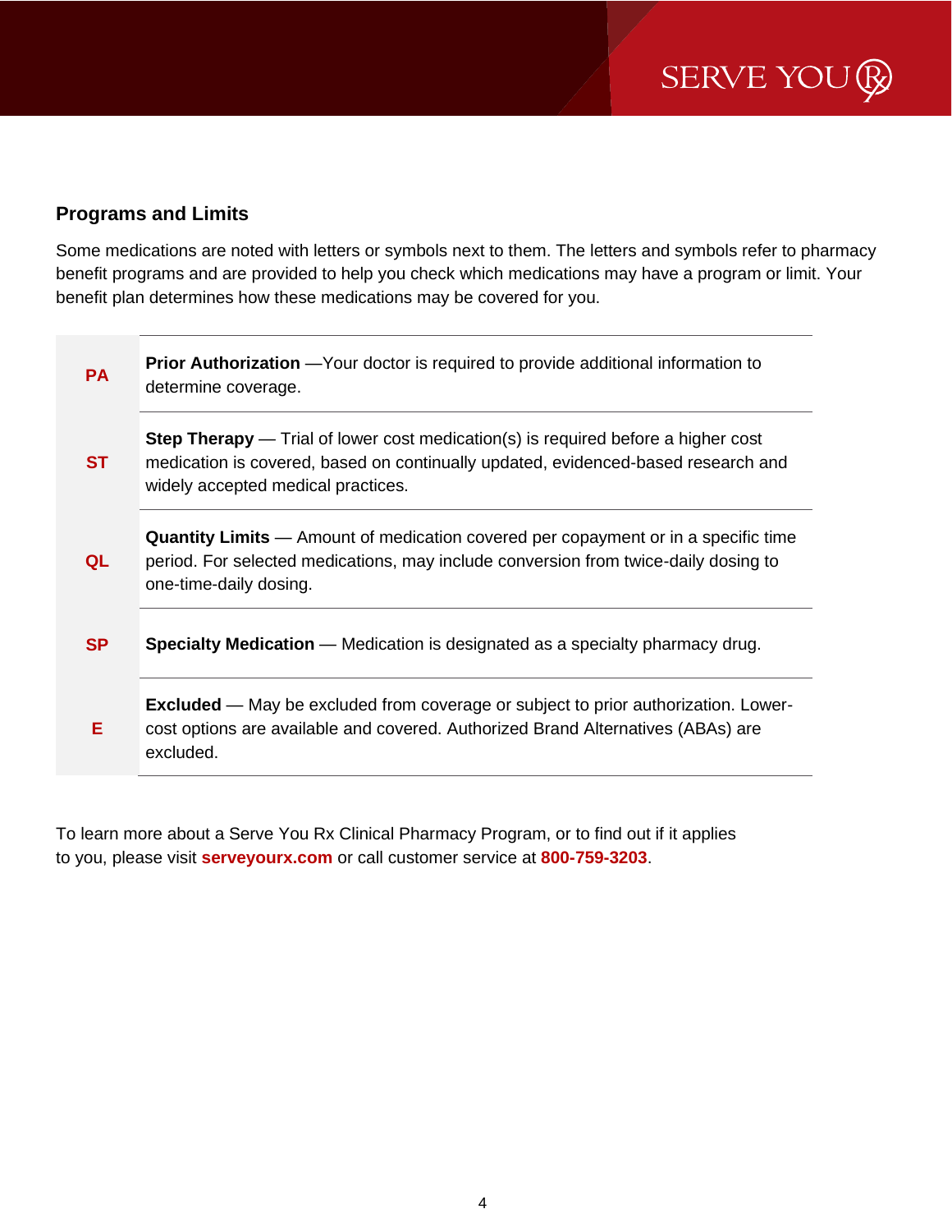## Programs and Limits

Some medications are noted with letters or symbols next to them. The letters and symbols refer to pharmacy benefit programs and are provided to help you check which medications may have a program or limit. Your benefit plan determines how these medications may be covered for you.

| | |
|---|---|
| **PA** | **Prior Authorization** —Your doctor is required to provide additional information to determine coverage. |
| **ST** | **Step Therapy** — Trial of lower cost medication(s) is required before a higher cost medication is covered, based on continually updated, evidenced-based research and widely accepted medical practices. |
| **QL** | **Quantity Limits** — Amount of medication covered per copayment or in a specific time period. For selected medications, may include conversion from twice-daily dosing to one-time-daily dosing. |
| **SP** | **Specialty Medication** — Medication is designated as a specialty pharmacy drug. |
| **E** | **Excluded** — May be excluded from coverage or subject to prior authorization. Lower-cost options are available and covered. Authorized Brand Alternatives (ABAs) are excluded. |

To learn more about a Serve You Rx Clinical Pharmacy Program, or to find out if it applies to you, please visit **serveyourx.com** or call customer service at **800-759-3203**.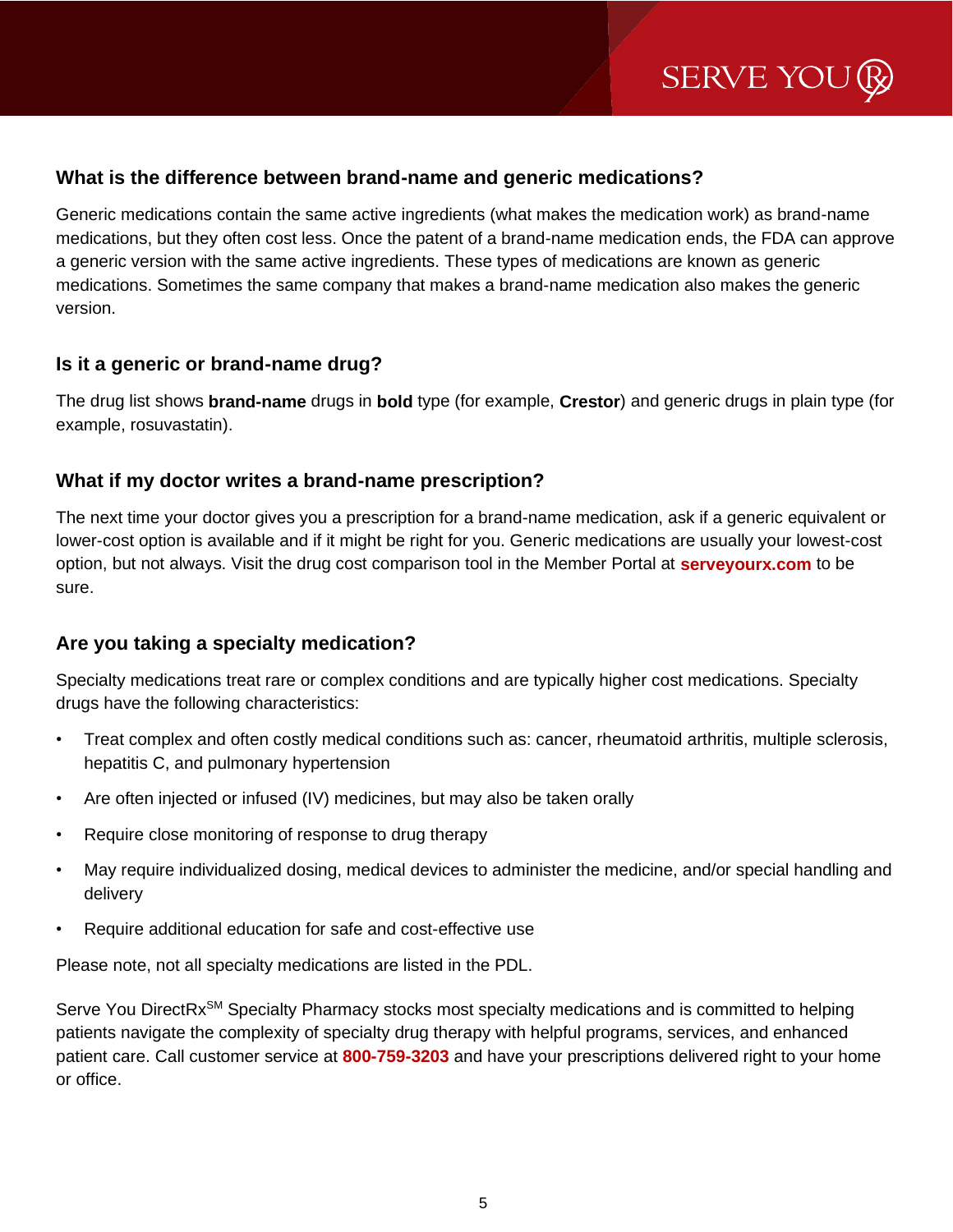## What is the difference between brand-name and generic medications?

Generic medications contain the same active ingredients (what makes the medication work) as brand-name medications, but they often cost less. Once the patent of a brand-name medication ends, the FDA can approve a generic version with the same active ingredients. These types of medications are known as generic medications. Sometimes the same company that makes a brand-name medication also makes the generic version.

## Is it a generic or brand-name drug?

The drug list shows **brand-name** drugs in **bold** type (for example, **Crestor**) and generic drugs in plain type (for example, rosuvastatin).

## What if my doctor writes a brand-name prescription?

The next time your doctor gives you a prescription for a brand-name medication, ask if a generic equivalent or lower-cost option is available and if it might be right for you. Generic medications are usually your lowest-cost option, but not always. Visit the drug cost comparison tool in the Member Portal at **serveyourx.com** to be sure.

## Are you taking a specialty medication?

Specialty medications treat rare or complex conditions and are typically higher cost medications. Specialty drugs have the following characteristics:

- Treat complex and often costly medical conditions such as: cancer, rheumatoid arthritis, multiple sclerosis, hepatitis C, and pulmonary hypertension
- Are often injected or infused (IV) medicines, but may also be taken orally
- Require close monitoring of response to drug therapy
- May require individualized dosing, medical devices to administer the medicine, and/or special handling and delivery
- Require additional education for safe and cost-effective use

Please note, not all specialty medications are listed in the PDL.

Serve You DirectRx℠ Specialty Pharmacy stocks most specialty medications and is committed to helping patients navigate the complexity of specialty drug therapy with helpful programs, services, and enhanced patient care. Call customer service at **800-759-3203** and have your prescriptions delivered right to your home or office.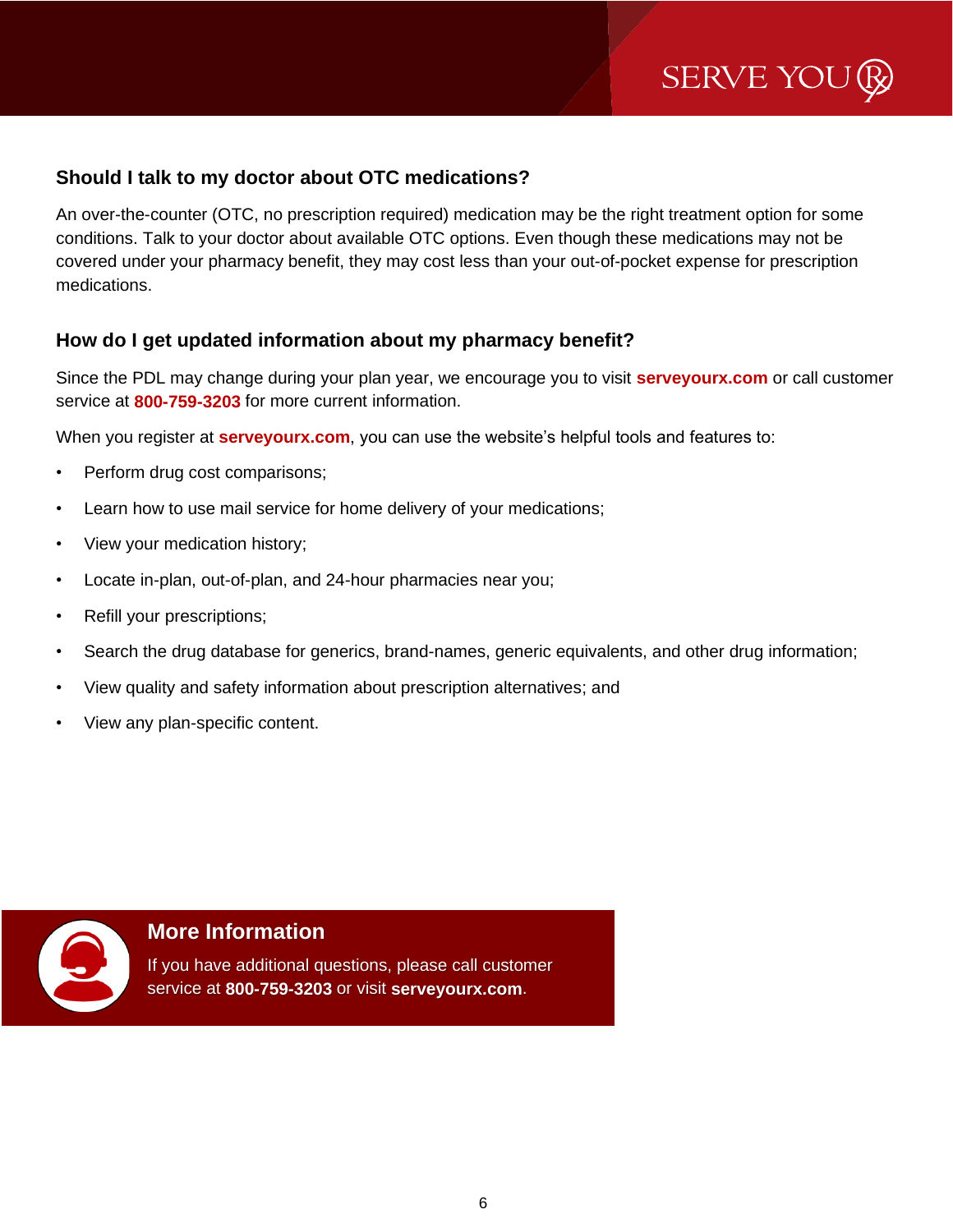## Should I talk to my doctor about OTC medications?

An over-the-counter (OTC, no prescription required) medication may be the right treatment option for some conditions. Talk to your doctor about available OTC options. Even though these medications may not be covered under your pharmacy benefit, they may cost less than your out-of-pocket expense for prescription medications.

## How do I get updated information about my pharmacy benefit?

Since the PDL may change during your plan year, we encourage you to visit **serveyourx.com** or call customer service at **800-759-3203** for more current information.

When you register at **serveyourx.com**, you can use the website's helpful tools and features to:

- Perform drug cost comparisons;
- Learn how to use mail service for home delivery of your medications;
- View your medication history;
- Locate in-plan, out-of-plan, and 24-hour pharmacies near you;
- Refill your prescriptions;
- Search the drug database for generics, brand-names, generic equivalents, and other drug information;
- View quality and safety information about prescription alternatives; and
- View any plan-specific content.

## More Information

If you have additional questions, please call customer service at **800-759-3203** or visit **serveyourx.com**.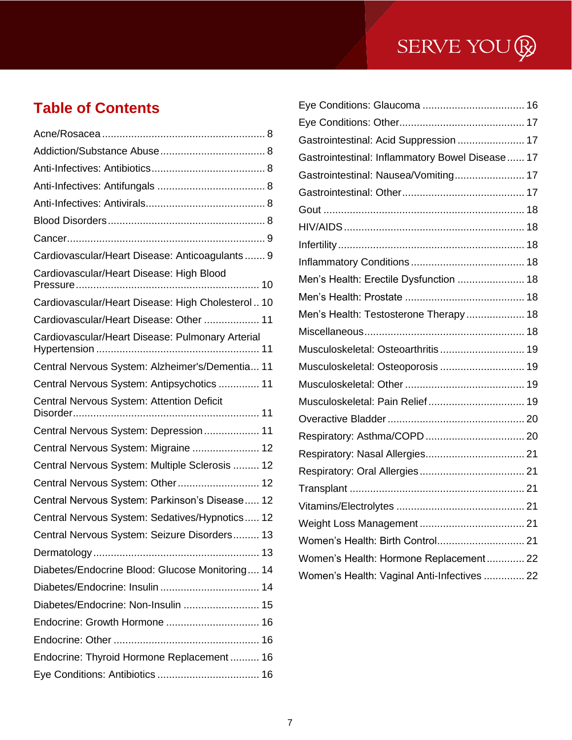## Table of Contents

Acne/Rosacea ........ 8
Addiction/Substance Abuse ........ 8
Anti-Infectives: Antibiotics ........ 8
Anti-Infectives: Antifungals ........ 8
Anti-Infectives: Antivirals ........ 8
Blood Disorders ........ 8
Cancer ........ 9
Cardiovascular/Heart Disease: Anticoagulants ........ 9
Cardiovascular/Heart Disease: High Blood Pressure ........ 10
Cardiovascular/Heart Disease: High Cholesterol ........ 10
Cardiovascular/Heart Disease: Other ........ 11
Cardiovascular/Heart Disease: Pulmonary Arterial Hypertension ........ 11
Central Nervous System: Alzheimer's/Dementia ........ 11
Central Nervous System: Antipsychotics ........ 11
Central Nervous System: Attention Deficit Disorder ........ 11
Central Nervous System: Depression ........ 11
Central Nervous System: Migraine ........ 12
Central Nervous System: Multiple Sclerosis ........ 12
Central Nervous System: Other ........ 12
Central Nervous System: Parkinson’s Disease ........ 12
Central Nervous System: Sedatives/Hypnotics ........ 12
Central Nervous System: Seizure Disorders ........ 13
Dermatology ........ 13
Diabetes/Endocrine Blood: Glucose Monitoring ........ 14
Diabetes/Endocrine: Insulin ........ 14
Diabetes/Endocrine: Non-Insulin ........ 15
Endocrine: Growth Hormone ........ 16
Endocrine: Other ........ 16
Endocrine: Thyroid Hormone Replacement ........ 16
Eye Conditions: Antibiotics ........ 16
Eye Conditions: Glaucoma ........ 16
Eye Conditions: Other ........ 17
Gastrointestinal: Acid Suppression ........ 17
Gastrointestinal: Inflammatory Bowel Disease ........ 17
Gastrointestinal: Nausea/Vomiting ........ 17
Gastrointestinal: Other ........ 17
Gout ........ 18
HIV/AIDS ........ 18
Infertility ........ 18
Inflammatory Conditions ........ 18
Men’s Health: Erectile Dysfunction ........ 18
Men’s Health: Prostate ........ 18
Men’s Health: Testosterone Therapy ........ 18
Miscellaneous ........ 18
Musculoskeletal: Osteoarthritis ........ 19
Musculoskeletal: Osteoporosis ........ 19
Musculoskeletal: Other ........ 19
Musculoskeletal: Pain Relief ........ 19
Overactive Bladder ........ 20
Respiratory: Asthma/COPD ........ 20
Respiratory: Nasal Allergies ........ 21
Respiratory: Oral Allergies ........ 21
Transplant ........ 21
Vitamins/Electrolytes ........ 21
Weight Loss Management ........ 21
Women’s Health: Birth Control ........ 21
Women’s Health: Hormone Replacement ........ 22
Women’s Health: Vaginal Anti-Infectives ........ 22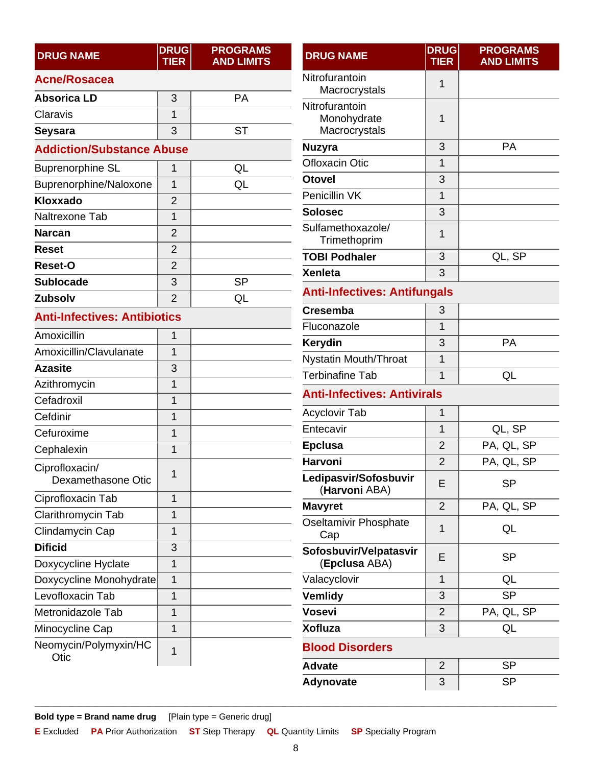| DRUG NAME | DRUG TIER | PROGRAMS AND LIMITS |
|---|---|---|
| **Acne/Rosacea** | | |
| **Absorica LD** | 3 | PA |
| Claravis | 1 | |
| **Seysara** | 3 | ST |
| **Addiction/Substance Abuse** | | |
| Buprenorphine SL | 1 | QL |
| Buprenorphine/Naloxone | 1 | QL |
| **Kloxxado** | 2 | |
| Naltrexone Tab | 1 | |
| **Narcan** | 2 | |
| **Reset** | 2 | |
| **Reset-O** | 2 | |
| **Sublocade** | 3 | SP |
| **Zubsolv** | 2 | QL |
| **Anti-Infectives: Antibiotics** | | |
| Amoxicillin | 1 | |
| Amoxicillin/Clavulanate | 1 | |
| **Azasite** | 3 | |
| Azithromycin | 1 | |
| Cefadroxil | 1 | |
| Cefdinir | 1 | |
| Cefuroxime | 1 | |
| Cephalexin | 1 | |
| Ciprofloxacin/ Dexamethasone Otic | 1 | |
| Ciprofloxacin Tab | 1 | |
| Clarithromycin Tab | 1 | |
| Clindamycin Cap | 1 | |
| **Dificid** | 3 | |
| Doxycycline Hyclate | 1 | |
| Doxycycline Monohydrate | 1 | |
| Levofloxacin Tab | 1 | |
| Metronidazole Tab | 1 | |
| Minocycline Cap | 1 | |
| Neomycin/Polymyxin/HC Otic | 1 | |
| Nitrofurantoin Macrocrystals | 1 | |
| Nitrofurantoin Monohydrate Macrocrystals | 1 | |
| **Nuzyra** | 3 | PA |
| Ofloxacin Otic | 1 | |
| **Otovel** | 3 | |
| Penicillin VK | 1 | |
| **Solosec** | 3 | |
| Sulfamethoxazole/ Trimethoprim | 1 | |
| **TOBI Podhaler** | 3 | QL, SP |
| **Xenleta** | 3 | |
| **Anti-Infectives: Antifungals** | | |
| **Cresemba** | 3 | |
| Fluconazole | 1 | |
| **Kerydin** | 3 | PA |
| Nystatin Mouth/Throat | 1 | |
| Terbinafine Tab | 1 | QL |
| **Anti-Infectives: Antivirals** | | |
| Acyclovir Tab | 1 | |
| Entecavir | 1 | QL, SP |
| **Epclusa** | 2 | PA, QL, SP |
| **Harvoni** | 2 | PA, QL, SP |
| **Ledipasvir/Sofosbuvir** (**Harvoni** ABA) | E | SP |
| **Mavyret** | 2 | PA, QL, SP |
| Oseltamivir Phosphate Cap | 1 | QL |
| **Sofosbuvir/Velpatasvir** (**Epclusa** ABA) | E | SP |
| Valacyclovir | 1 | QL |
| **Vemlidy** | 3 | SP |
| **Vosevi** | 2 | PA, QL, SP |
| **Xofluza** | 3 | QL |
| **Blood Disorders** | | |
| **Advate** | 2 | SP |
| **Adynovate** | 3 | SP |

**Bold type = Brand name drug** [Plain type = Generic drug]

**E** Excluded **PA** Prior Authorization **ST** Step Therapy **QL** Quantity Limits **SP** Specialty Program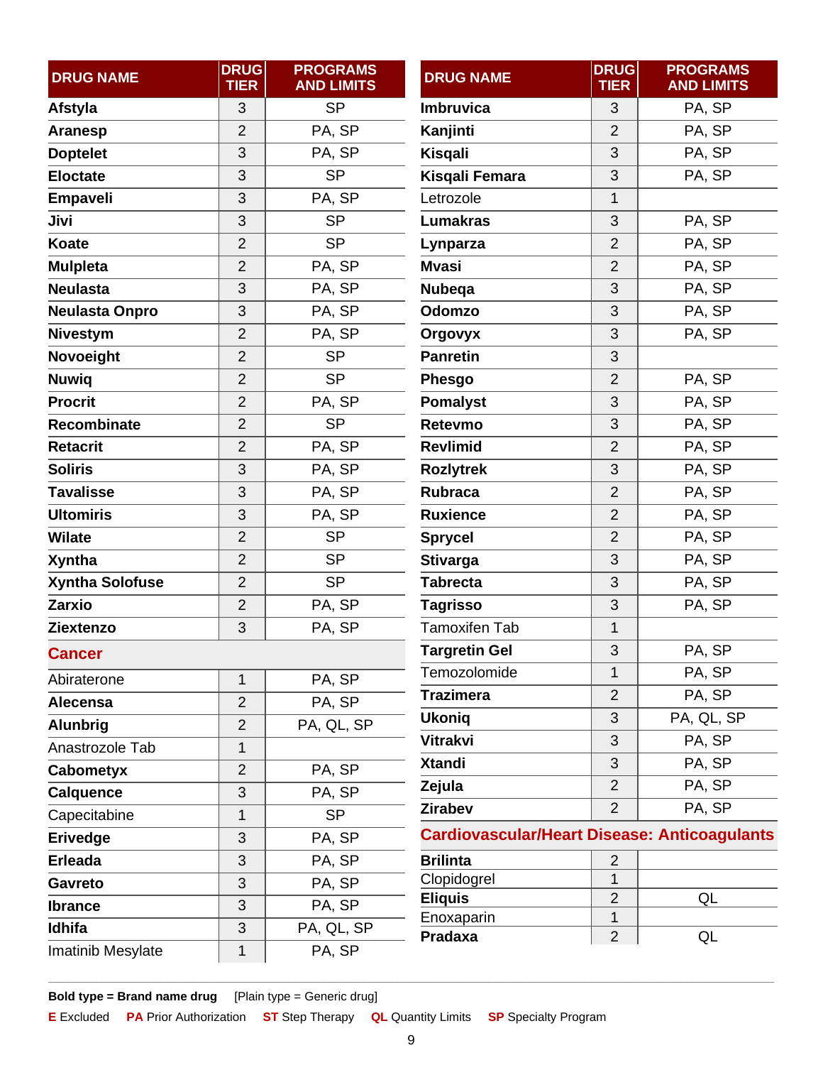| DRUG NAME | DRUG TIER | PROGRAMS AND LIMITS |
|---|---|---|
| **Afstyla** | 3 | SP |
| **Aranesp** | 2 | PA, SP |
| **Doptelet** | 3 | PA, SP |
| **Eloctate** | 3 | SP |
| **Empaveli** | 3 | PA, SP |
| **Jivi** | 3 | SP |
| **Koate** | 2 | SP |
| **Mulpleta** | 2 | PA, SP |
| **Neulasta** | 3 | PA, SP |
| **Neulasta Onpro** | 3 | PA, SP |
| **Nivestym** | 2 | PA, SP |
| **Novoeight** | 2 | SP |
| **Nuwiq** | 2 | SP |
| **Procrit** | 2 | PA, SP |
| **Recombinate** | 2 | SP |
| **Retacrit** | 2 | PA, SP |
| **Soliris** | 3 | PA, SP |
| **Tavalisse** | 3 | PA, SP |
| **Ultomiris** | 3 | PA, SP |
| **Wilate** | 2 | SP |
| **Xyntha** | 2 | SP |
| **Xyntha Solofuse** | 2 | SP |
| **Zarxio** | 2 | PA, SP |
| **Ziextenzo** | 3 | PA, SP |

## Cancer

| DRUG NAME | DRUG TIER | PROGRAMS AND LIMITS |
|---|---|---|
| Abiraterone | 1 | PA, SP |
| **Alecensa** | 2 | PA, SP |
| **Alunbrig** | 2 | PA, QL, SP |
| Anastrozole Tab | 1 | |
| **Cabometyx** | 2 | PA, SP |
| **Calquence** | 3 | PA, SP |
| Capecitabine | 1 | SP |
| **Erivedge** | 3 | PA, SP |
| **Erleada** | 3 | PA, SP |
| **Gavreto** | 3 | PA, SP |
| **Ibrance** | 3 | PA, SP |
| **Idhifa** | 3 | PA, QL, SP |
| Imatinib Mesylate | 1 | PA, SP |
| **Imbruvica** | 3 | PA, SP |
| **Kanjinti** | 2 | PA, SP |
| **Kisqali** | 3 | PA, SP |
| **Kisqali Femara** | 3 | PA, SP |
| Letrozole | 1 | |
| **Lumakras** | 3 | PA, SP |
| **Lynparza** | 2 | PA, SP |
| **Mvasi** | 2 | PA, SP |
| **Nubeqa** | 3 | PA, SP |
| **Odomzo** | 3 | PA, SP |
| **Orgovyx** | 3 | PA, SP |
| **Panretin** | 3 | |
| **Phesgo** | 2 | PA, SP |
| **Pomalyst** | 3 | PA, SP |
| **Retevmo** | 3 | PA, SP |
| **Revlimid** | 2 | PA, SP |
| **Rozlytrek** | 3 | PA, SP |
| **Rubraca** | 2 | PA, SP |
| **Ruxience** | 2 | PA, SP |
| **Sprycel** | 2 | PA, SP |
| **Stivarga** | 3 | PA, SP |
| **Tabrecta** | 3 | PA, SP |
| **Tagrisso** | 3 | PA, SP |
| Tamoxifen Tab | 1 | |
| **Targretin Gel** | 3 | PA, SP |
| Temozolomide | 1 | PA, SP |
| **Trazimera** | 2 | PA, SP |
| **Ukoniq** | 3 | PA, QL, SP |
| **Vitrakvi** | 3 | PA, SP |
| **Xtandi** | 3 | PA, SP |
| **Zejula** | 2 | PA, SP |
| **Zirabev** | 2 | PA, SP |

## Cardiovascular/Heart Disease: Anticoagulants

| DRUG NAME | DRUG TIER | PROGRAMS AND LIMITS |
|---|---|---|
| **Brilinta** | 2 | |
| Clopidogrel | 1 | |
| **Eliquis** | 2 | QL |
| Enoxaparin | 1 | |
| **Pradaxa** | 2 | QL |

**Bold type = Brand name drug** [Plain type = Generic drug]

**E** Excluded **PA** Prior Authorization **ST** Step Therapy **QL** Quantity Limits **SP** Specialty Program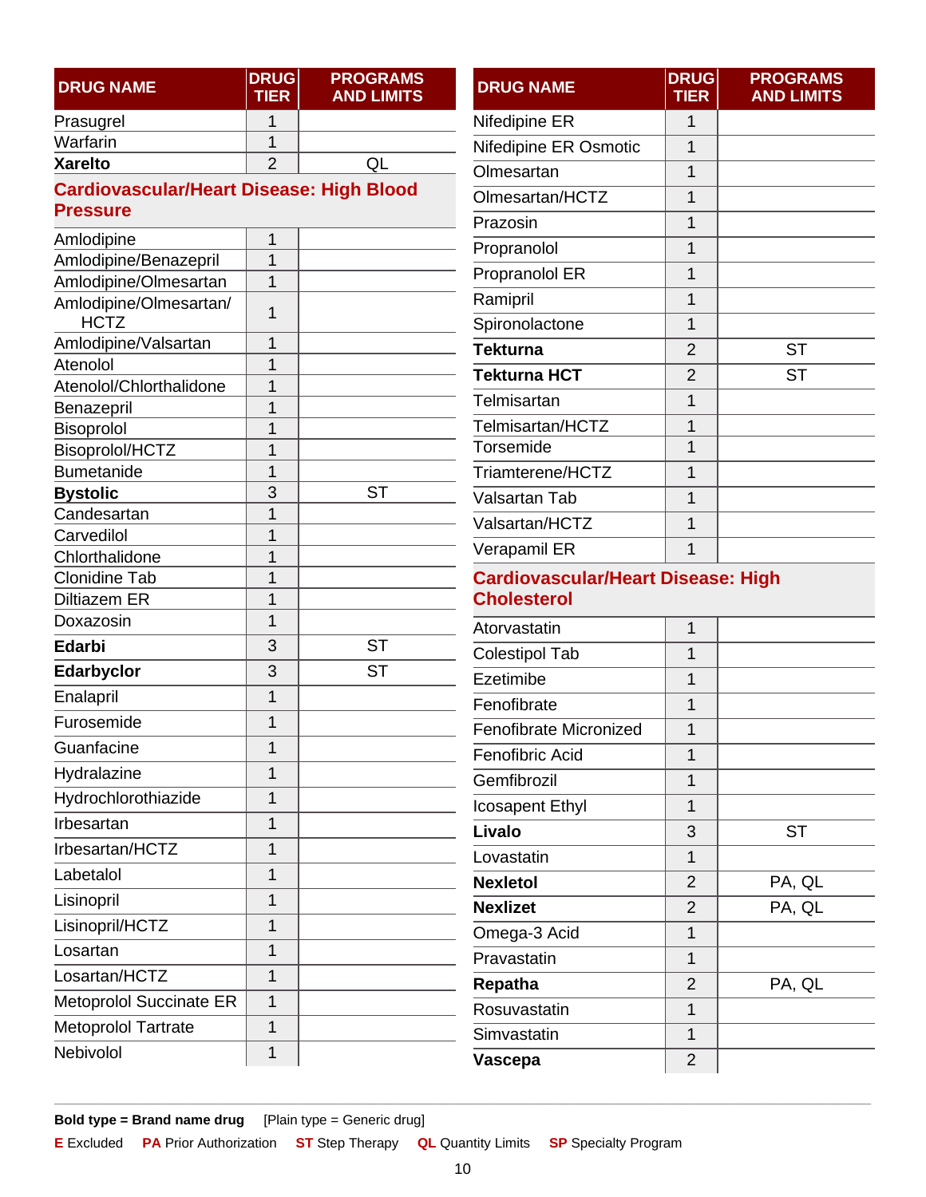| DRUG NAME | DRUG TIER | PROGRAMS AND LIMITS |
|---|---|---|
| Prasugrel | 1 | |
| Warfarin | 1 | |
| **Xarelto** | 2 | QL |

## Cardiovascular/Heart Disease: High Blood Pressure

| DRUG NAME | DRUG TIER | PROGRAMS AND LIMITS |
|---|---|---|
| Amlodipine | 1 | |
| Amlodipine/Benazepril | 1 | |
| Amlodipine/Olmesartan | 1 | |
| Amlodipine/Olmesartan/ HCTZ | 1 | |
| Amlodipine/Valsartan | 1 | |
| Atenolol | 1 | |
| Atenolol/Chlorthalidone | 1 | |
| Benazepril | 1 | |
| Bisoprolol | 1 | |
| Bisoprolol/HCTZ | 1 | |
| Bumetanide | 1 | |
| **Bystolic** | 3 | ST |
| Candesartan | 1 | |
| Carvedilol | 1 | |
| Chlorthalidone | 1 | |
| Clonidine Tab | 1 | |
| Diltiazem ER | 1 | |
| Doxazosin | 1 | |
| **Edarbi** | 3 | ST |
| **Edarbyclor** | 3 | ST |
| Enalapril | 1 | |
| Furosemide | 1 | |
| Guanfacine | 1 | |
| Hydralazine | 1 | |
| Hydrochlorothiazide | 1 | |
| Irbesartan | 1 | |
| Irbesartan/HCTZ | 1 | |
| Labetalol | 1 | |
| Lisinopril | 1 | |
| Lisinopril/HCTZ | 1 | |
| Losartan | 1 | |
| Losartan/HCTZ | 1 | |
| Metoprolol Succinate ER | 1 | |
| Metoprolol Tartrate | 1 | |
| Nebivolol | 1 | |
| Nifedipine ER | 1 | |
| Nifedipine ER Osmotic | 1 | |
| Olmesartan | 1 | |
| Olmesartan/HCTZ | 1 | |
| Prazosin | 1 | |
| Propranolol | 1 | |
| Propranolol ER | 1 | |
| Ramipril | 1 | |
| Spironolactone | 1 | |
| **Tekturna** | 2 | ST |
| **Tekturna HCT** | 2 | ST |
| Telmisartan | 1 | |
| Telmisartan/HCTZ | 1 | |
| Torsemide | 1 | |
| Triamterene/HCTZ | 1 | |
| Valsartan Tab | 1 | |
| Valsartan/HCTZ | 1 | |
| Verapamil ER | 1 | |

## Cardiovascular/Heart Disease: High Cholesterol

| DRUG NAME | DRUG TIER | PROGRAMS AND LIMITS |
|---|---|---|
| Atorvastatin | 1 | |
| Colestipol Tab | 1 | |
| Ezetimibe | 1 | |
| Fenofibrate | 1 | |
| Fenofibrate Micronized | 1 | |
| Fenofibric Acid | 1 | |
| Gemfibrozil | 1 | |
| Icosapent Ethyl | 1 | |
| **Livalo** | 3 | ST |
| Lovastatin | 1 | |
| **Nexletol** | 2 | PA, QL |
| **Nexlizet** | 2 | PA, QL |
| Omega-3 Acid | 1 | |
| Pravastatin | 1 | |
| **Repatha** | 2 | PA, QL |
| Rosuvastatin | 1 | |
| Simvastatin | 1 | |
| **Vascepa** | 2 | |

**Bold type = Brand name drug** [Plain type = Generic drug]

**E** Excluded **PA** Prior Authorization **ST** Step Therapy **QL** Quantity Limits **SP** Specialty Program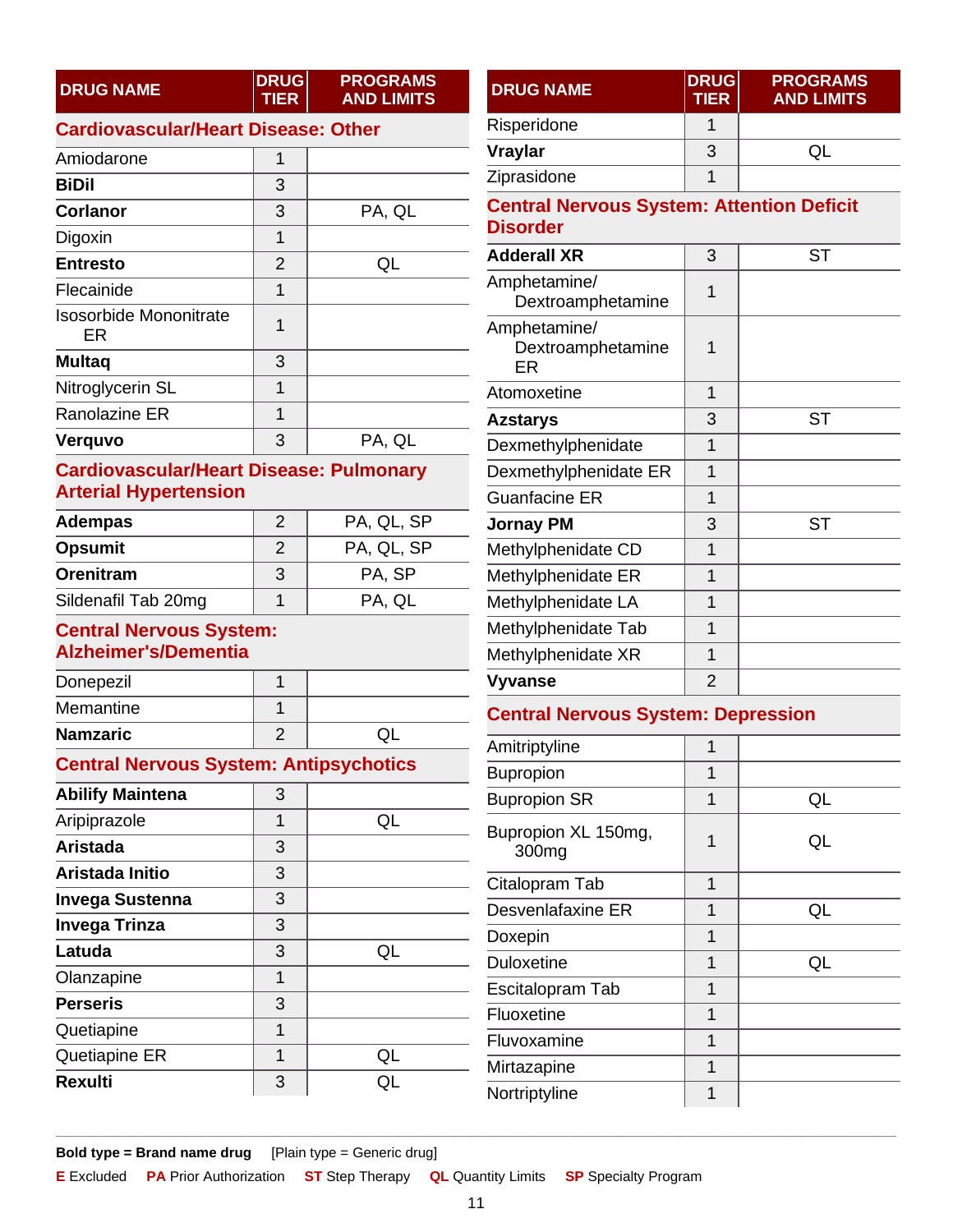| DRUG NAME | DRUG TIER | PROGRAMS AND LIMITS |
|---|---|---|
| **Cardiovascular/Heart Disease: Other** | | |
| Amiodarone | 1 | |
| **BiDil** | 3 | |
| **Corlanor** | 3 | PA, QL |
| Digoxin | 1 | |
| **Entresto** | 2 | QL |
| Flecainide | 1 | |
| Isosorbide Mononitrate ER | 1 | |
| **Multaq** | 3 | |
| Nitroglycerin SL | 1 | |
| Ranolazine ER | 1 | |
| **Verquvo** | 3 | PA, QL |
| **Cardiovascular/Heart Disease: Pulmonary Arterial Hypertension** | | |
| **Adempas** | 2 | PA, QL, SP |
| **Opsumit** | 2 | PA, QL, SP |
| **Orenitram** | 3 | PA, SP |
| Sildenafil Tab 20mg | 1 | PA, QL |
| **Central Nervous System: Alzheimer's/Dementia** | | |
| Donepezil | 1 | |
| Memantine | 1 | |
| **Namzaric** | 2 | QL |
| **Central Nervous System: Antipsychotics** | | |
| **Abilify Maintena** | 3 | |
| Aripiprazole | 1 | QL |
| **Aristada** | 3 | |
| **Aristada Initio** | 3 | |
| **Invega Sustenna** | 3 | |
| **Invega Trinza** | 3 | |
| **Latuda** | 3 | QL |
| Olanzapine | 1 | |
| **Perseris** | 3 | |
| Quetiapine | 1 | |
| Quetiapine ER | 1 | QL |
| **Rexulti** | 3 | QL |
| Risperidone | 1 | |
| **Vraylar** | 3 | QL |
| Ziprasidone | 1 | |
| **Central Nervous System: Attention Deficit Disorder** | | |
| **Adderall XR** | 3 | ST |
| Amphetamine/ Dextroamphetamine | 1 | |
| Amphetamine/ Dextroamphetamine ER | 1 | |
| Atomoxetine | 1 | |
| **Azstarys** | 3 | ST |
| Dexmethylphenidate | 1 | |
| Dexmethylphenidate ER | 1 | |
| Guanfacine ER | 1 | |
| **Jornay PM** | 3 | ST |
| Methylphenidate CD | 1 | |
| Methylphenidate ER | 1 | |
| Methylphenidate LA | 1 | |
| Methylphenidate Tab | 1 | |
| Methylphenidate XR | 1 | |
| **Vyvanse** | 2 | |
| **Central Nervous System: Depression** | | |
| Amitriptyline | 1 | |
| Bupropion | 1 | |
| Bupropion SR | 1 | QL |
| Bupropion XL 150mg, 300mg | 1 | QL |
| Citalopram Tab | 1 | |
| Desvenlafaxine ER | 1 | QL |
| Doxepin | 1 | |
| Duloxetine | 1 | QL |
| Escitalopram Tab | 1 | |
| Fluoxetine | 1 | |
| Fluvoxamine | 1 | |
| Mirtazapine | 1 | |
| Nortriptyline | 1 | |

**Bold type = Brand name drug** [Plain type = Generic drug]

**E** Excluded **PA** Prior Authorization **ST** Step Therapy **QL** Quantity Limits **SP** Specialty Program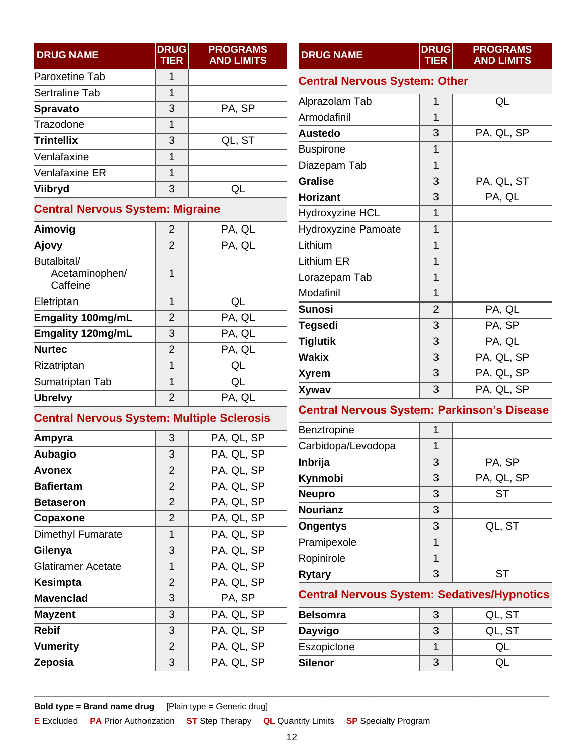| DRUG NAME | DRUG TIER | PROGRAMS AND LIMITS |
|---|---|---|
| Paroxetine Tab | 1 | |
| Sertraline Tab | 1 | |
| **Spravato** | 3 | PA, SP |
| Trazodone | 1 | |
| **Trintellix** | 3 | QL, ST |
| Venlafaxine | 1 | |
| Venlafaxine ER | 1 | |
| **Viibryd** | 3 | QL |

## Central Nervous System: Migraine

| DRUG NAME | DRUG TIER | PROGRAMS AND LIMITS |
|---|---|---|
| **Aimovig** | 2 | PA, QL |
| **Ajovy** | 2 | PA, QL |
| Butalbital/ Acetaminophen/ Caffeine | 1 | |
| Eletriptan | 1 | QL |
| **Emgality 100mg/mL** | 2 | PA, QL |
| **Emgality 120mg/mL** | 3 | PA, QL |
| **Nurtec** | 2 | PA, QL |
| Rizatriptan | 1 | QL |
| Sumatriptan Tab | 1 | QL |
| **Ubrelvy** | 2 | PA, QL |

## Central Nervous System: Multiple Sclerosis

| DRUG NAME | DRUG TIER | PROGRAMS AND LIMITS |
|---|---|---|
| **Ampyra** | 3 | PA, QL, SP |
| **Aubagio** | 3 | PA, QL, SP |
| **Avonex** | 2 | PA, QL, SP |
| **Bafiertam** | 2 | PA, QL, SP |
| **Betaseron** | 2 | PA, QL, SP |
| **Copaxone** | 2 | PA, QL, SP |
| Dimethyl Fumarate | 1 | PA, QL, SP |
| **Gilenya** | 3 | PA, QL, SP |
| Glatiramer Acetate | 1 | PA, QL, SP |
| **Kesimpta** | 2 | PA, QL, SP |
| **Mavenclad** | 3 | PA, SP |
| **Mayzent** | 3 | PA, QL, SP |
| **Rebif** | 3 | PA, QL, SP |
| **Vumerity** | 2 | PA, QL, SP |
| **Zeposia** | 3 | PA, QL, SP |

## Central Nervous System: Other

| DRUG NAME | DRUG TIER | PROGRAMS AND LIMITS |
|---|---|---|
| Alprazolam Tab | 1 | QL |
| Armodafinil | 1 | |
| **Austedo** | 3 | PA, QL, SP |
| Buspirone | 1 | |
| Diazepam Tab | 1 | |
| **Gralise** | 3 | PA, QL, ST |
| **Horizant** | 3 | PA, QL |
| Hydroxyzine HCL | 1 | |
| Hydroxyzine Pamoate | 1 | |
| Lithium | 1 | |
| Lithium ER | 1 | |
| Lorazepam Tab | 1 | |
| Modafinil | 1 | |
| **Sunosi** | 2 | PA, QL |
| **Tegsedi** | 3 | PA, SP |
| **Tiglutik** | 3 | PA, QL |
| **Wakix** | 3 | PA, QL, SP |
| **Xyrem** | 3 | PA, QL, SP |
| **Xywav** | 3 | PA, QL, SP |

## Central Nervous System: Parkinson's Disease

| DRUG NAME | DRUG TIER | PROGRAMS AND LIMITS |
|---|---|---|
| Benztropine | 1 | |
| Carbidopa/Levodopa | 1 | |
| **Inbrija** | 3 | PA, SP |
| **Kynmobi** | 3 | PA, QL, SP |
| **Neupro** | 3 | ST |
| **Nourianz** | 3 | |
| **Ongentys** | 3 | QL, ST |
| Pramipexole | 1 | |
| Ropinirole | 1 | |
| **Rytary** | 3 | ST |

## Central Nervous System: Sedatives/Hypnotics

| DRUG NAME | DRUG TIER | PROGRAMS AND LIMITS |
|---|---|---|
| **Belsomra** | 3 | QL, ST |
| **Dayvigo** | 3 | QL, ST |
| Eszopiclone | 1 | QL |
| **Silenor** | 3 | QL |

**Bold type = Brand name drug** [Plain type = Generic drug]

**E** Excluded **PA** Prior Authorization **ST** Step Therapy **QL** Quantity Limits **SP** Specialty Program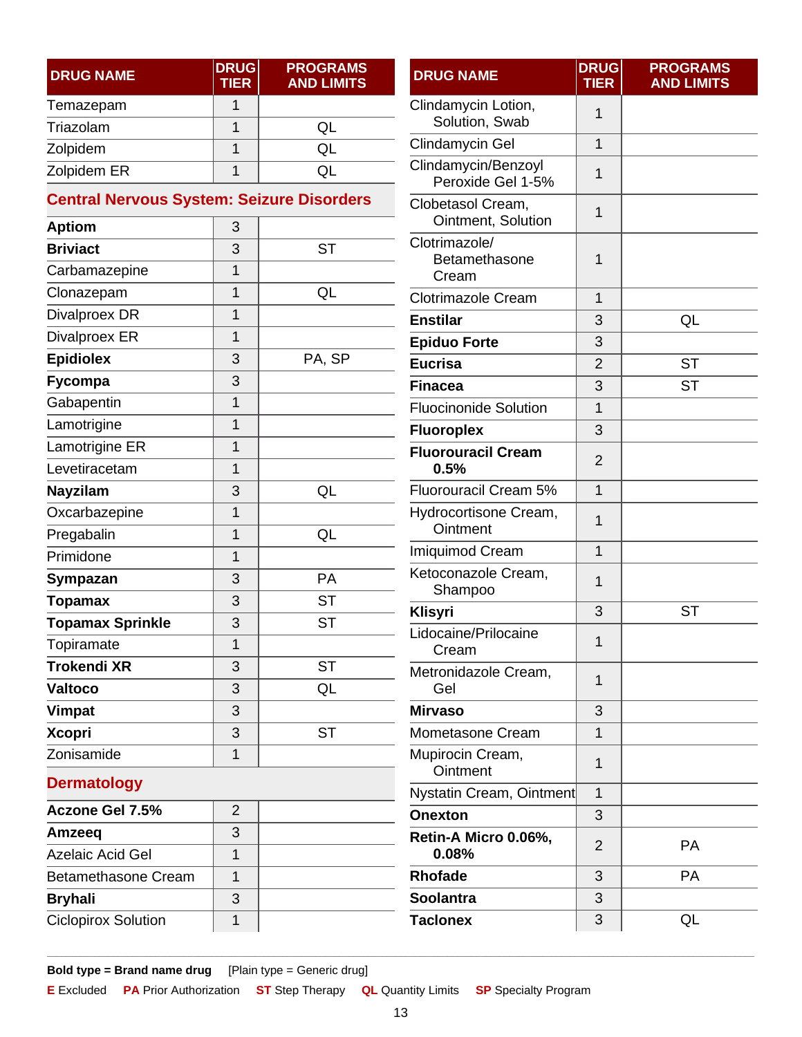| DRUG NAME | DRUG TIER | PROGRAMS AND LIMITS |
|---|---|---|
| Temazepam | 1 | |
| Triazolam | 1 | QL |
| Zolpidem | 1 | QL |
| Zolpidem ER | 1 | QL |

## Central Nervous System: Seizure Disorders

| DRUG NAME | DRUG TIER | PROGRAMS AND LIMITS |
|---|---|---|
| **Aptiom** | 3 | |
| **Briviact** | 3 | ST |
| Carbamazepine | 1 | |
| Clonazepam | 1 | QL |
| Divalproex DR | 1 | |
| Divalproex ER | 1 | |
| **Epidiolex** | 3 | PA, SP |
| **Fycompa** | 3 | |
| Gabapentin | 1 | |
| Lamotrigine | 1 | |
| Lamotrigine ER | 1 | |
| Levetiracetam | 1 | |
| **Nayzilam** | 3 | QL |
| Oxcarbazepine | 1 | |
| Pregabalin | 1 | QL |
| Primidone | 1 | |
| **Sympazan** | 3 | PA |
| **Topamax** | 3 | ST |
| **Topamax Sprinkle** | 3 | ST |
| Topiramate | 1 | |
| **Trokendi XR** | 3 | ST |
| **Valtoco** | 3 | QL |
| **Vimpat** | 3 | |
| **Xcopri** | 3 | ST |
| Zonisamide | 1 | |

## Dermatology

| DRUG NAME | DRUG TIER | PROGRAMS AND LIMITS |
|---|---|---|
| **Aczone Gel 7.5%** | 2 | |
| **Amzeeq** | 3 | |
| Azelaic Acid Gel | 1 | |
| Betamethasone Cream | 1 | |
| **Bryhali** | 3 | |
| Ciclopirox Solution | 1 | |
| Clindamycin Lotion, Solution, Swab | 1 | |
| Clindamycin Gel | 1 | |
| Clindamycin/Benzoyl Peroxide Gel 1-5% | 1 | |
| Clobetasol Cream, Ointment, Solution | 1 | |
| Clotrimazole/ Betamethasone Cream | 1 | |
| Clotrimazole Cream | 1 | |
| **Enstilar** | 3 | QL |
| **Epiduo Forte** | 3 | |
| **Eucrisa** | 2 | ST |
| **Finacea** | 3 | ST |
| Fluocinonide Solution | 1 | |
| **Fluoroplex** | 3 | |
| **Fluorouracil Cream 0.5%** | 2 | |
| Fluorouracil Cream 5% | 1 | |
| Hydrocortisone Cream, Ointment | 1 | |
| Imiquimod Cream | 1 | |
| Ketoconazole Cream, Shampoo | 1 | |
| **Klisyri** | 3 | ST |
| Lidocaine/Prilocaine Cream | 1 | |
| Metronidazole Cream, Gel | 1 | |
| **Mirvaso** | 3 | |
| Mometasone Cream | 1 | |
| Mupirocin Cream, Ointment | 1 | |
| Nystatin Cream, Ointment | 1 | |
| **Onexton** | 3 | |
| **Retin-A Micro 0.06%, 0.08%** | 2 | PA |
| **Rhofade** | 3 | PA |
| **Soolantra** | 3 | |
| **Taclonex** | 3 | QL |

**Bold type = Brand name drug** [Plain type = Generic drug]

**E** Excluded **PA** Prior Authorization **ST** Step Therapy **QL** Quantity Limits **SP** Specialty Program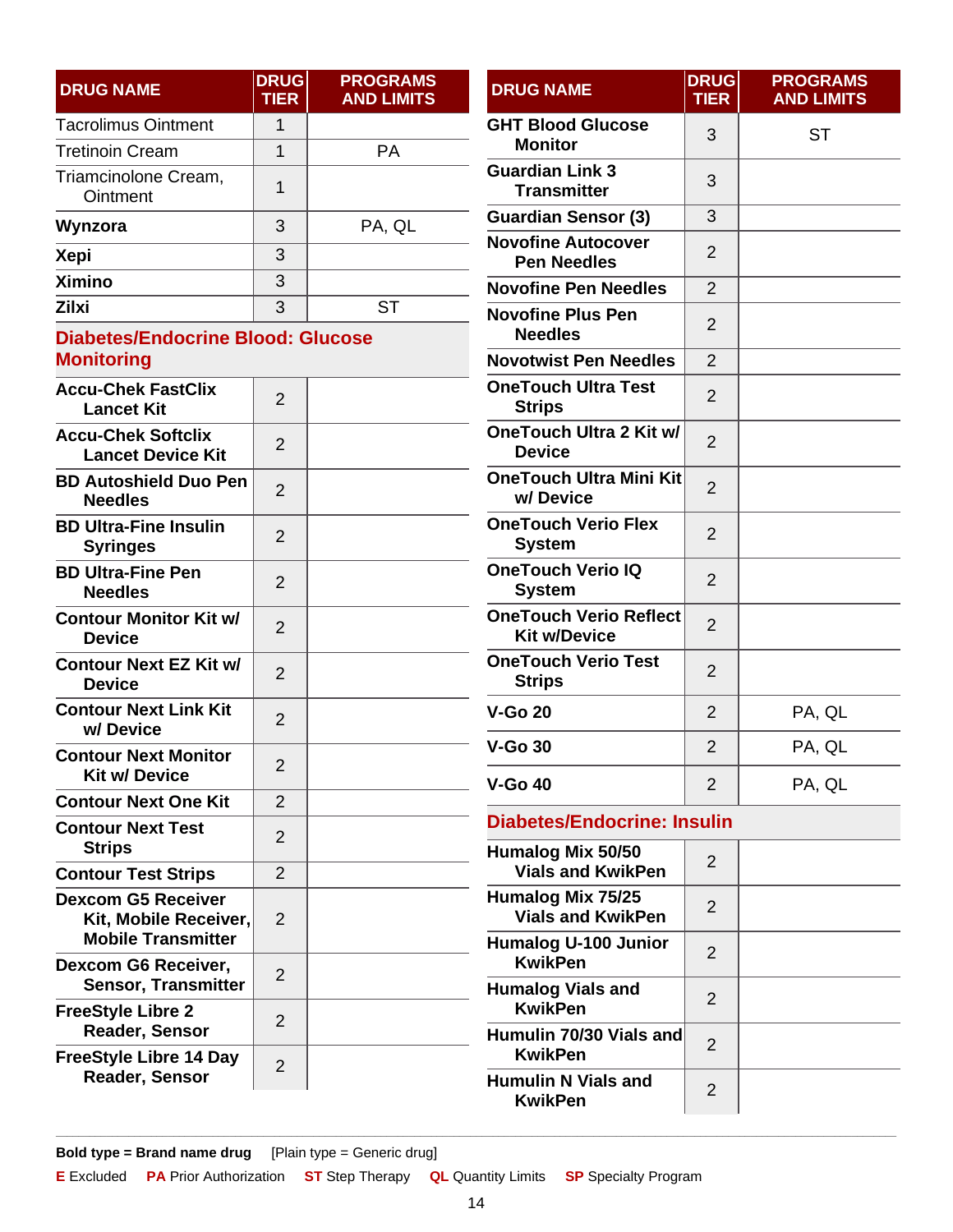| DRUG NAME | DRUG TIER | PROGRAMS AND LIMITS |
|---|---|---|
| Tacrolimus Ointment | 1 | |
| Tretinoin Cream | 1 | PA |
| Triamcinolone Cream, Ointment | 1 | |
| **Wynzora** | 3 | PA, QL |
| **Xepi** | 3 | |
| **Ximino** | 3 | |
| **Zilxi** | 3 | ST |
| **Diabetes/Endocrine Blood: Glucose Monitoring** | | |
| **Accu-Chek FastClix Lancet Kit** | 2 | |
| **Accu-Chek Softclix Lancet Device Kit** | 2 | |
| **BD Autoshield Duo Pen Needles** | 2 | |
| **BD Ultra-Fine Insulin Syringes** | 2 | |
| **BD Ultra-Fine Pen Needles** | 2 | |
| **Contour Monitor Kit w/ Device** | 2 | |
| **Contour Next EZ Kit w/ Device** | 2 | |
| **Contour Next Link Kit w/ Device** | 2 | |
| **Contour Next Monitor Kit w/ Device** | 2 | |
| **Contour Next One Kit** | 2 | |
| **Contour Next Test Strips** | 2 | |
| **Contour Test Strips** | 2 | |
| **Dexcom G5 Receiver Kit, Mobile Receiver, Mobile Transmitter** | 2 | |
| **Dexcom G6 Receiver, Sensor, Transmitter** | 2 | |
| **FreeStyle Libre 2 Reader, Sensor** | 2 | |
| **FreeStyle Libre 14 Day Reader, Sensor** | 2 | |
| **GHT Blood Glucose Monitor** | 3 | ST |
| **Guardian Link 3 Transmitter** | 3 | |
| **Guardian Sensor (3)** | 3 | |
| **Novofine Autocover Pen Needles** | 2 | |
| **Novofine Pen Needles** | 2 | |
| **Novofine Plus Pen Needles** | 2 | |
| **Novotwist Pen Needles** | 2 | |
| **OneTouch Ultra Test Strips** | 2 | |
| **OneTouch Ultra 2 Kit w/ Device** | 2 | |
| **OneTouch Ultra Mini Kit w/ Device** | 2 | |
| **OneTouch Verio Flex System** | 2 | |
| **OneTouch Verio IQ System** | 2 | |
| **OneTouch Verio Reflect Kit w/Device** | 2 | |
| **OneTouch Verio Test Strips** | 2 | |
| **V-Go 20** | 2 | PA, QL |
| **V-Go 30** | 2 | PA, QL |
| **V-Go 40** | 2 | PA, QL |
| **Diabetes/Endocrine: Insulin** | | |
| **Humalog Mix 50/50 Vials and KwikPen** | 2 | |
| **Humalog Mix 75/25 Vials and KwikPen** | 2 | |
| **Humalog U-100 Junior KwikPen** | 2 | |
| **Humalog Vials and KwikPen** | 2 | |
| **Humulin 70/30 Vials and KwikPen** | 2 | |
| **Humulin N Vials and KwikPen** | 2 | |

**Bold type = Brand name drug** [Plain type = Generic drug]

**E** Excluded **PA** Prior Authorization **ST** Step Therapy **QL** Quantity Limits **SP** Specialty Program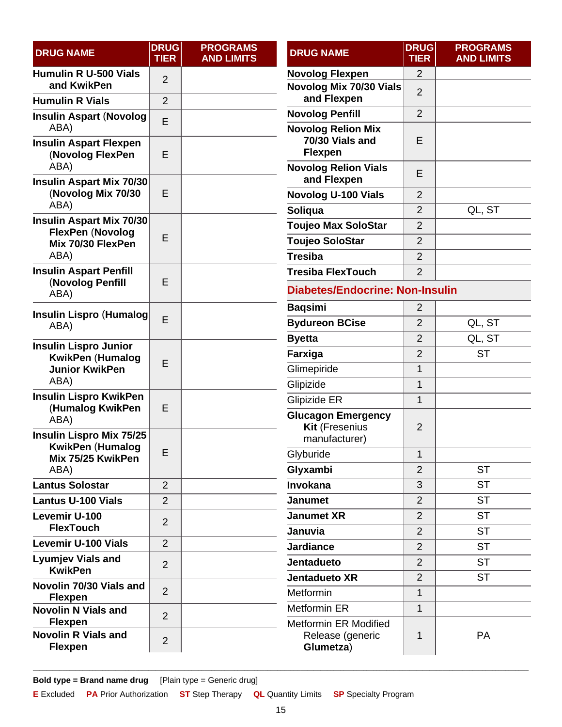| DRUG NAME | DRUG TIER | PROGRAMS AND LIMITS |
|---|---|---|
| **Humulin R U-500 Vials and KwikPen** | 2 | |
| **Humulin R Vials** | 2 | |
| **Insulin Aspart** (**Novolog** ABA) | E | |
| **Insulin Aspart Flexpen** (**Novolog FlexPen** ABA) | E | |
| **Insulin Aspart Mix 70/30** (**Novolog Mix 70/30** ABA) | E | |
| **Insulin Aspart Mix 70/30 FlexPen** (**Novolog Mix 70/30 FlexPen** ABA) | E | |
| **Insulin Aspart Penfill** (**Novolog Penfill** ABA) | E | |
| **Insulin Lispro** (**Humalog** ABA) | E | |
| **Insulin Lispro Junior KwikPen** (**Humalog Junior KwikPen** ABA) | E | |
| **Insulin Lispro KwikPen** (**Humalog KwikPen** ABA) | E | |
| **Insulin Lispro Mix 75/25 KwikPen** (**Humalog Mix 75/25 KwikPen** ABA) | E | |
| **Lantus Solostar** | 2 | |
| **Lantus U-100 Vials** | 2 | |
| **Levemir U-100 FlexTouch** | 2 | |
| **Levemir U-100 Vials** | 2 | |
| **Lyumjev Vials and KwikPen** | 2 | |
| **Novolin 70/30 Vials and Flexpen** | 2 | |
| **Novolin N Vials and Flexpen** | 2 | |
| **Novolin R Vials and Flexpen** | 2 | |
| **Novolog Flexpen** | 2 | |
| **Novolog Mix 70/30 Vials and Flexpen** | 2 | |
| **Novolog Penfill** | 2 | |
| **Novolog Relion Mix 70/30 Vials and Flexpen** | E | |
| **Novolog Relion Vials and Flexpen** | E | |
| **Novolog U-100 Vials** | 2 | |
| **Soliqua** | 2 | QL, ST |
| **Toujeo Max SoloStar** | 2 | |
| **Toujeo SoloStar** | 2 | |
| **Tresiba** | 2 | |
| **Tresiba FlexTouch** | 2 | |
| **Diabetes/Endocrine: Non-Insulin** | | |
| **Baqsimi** | 2 | |
| **Bydureon BCise** | 2 | QL, ST |
| **Byetta** | 2 | QL, ST |
| **Farxiga** | 2 | ST |
| Glimepiride | 1 | |
| Glipizide | 1 | |
| Glipizide ER | 1 | |
| **Glucagon Emergency Kit** (Fresenius manufacturer) | 2 | |
| Glyburide | 1 | |
| **Glyxambi** | 2 | ST |
| **Invokana** | 3 | ST |
| **Janumet** | 2 | ST |
| **Janumet XR** | 2 | ST |
| **Januvia** | 2 | ST |
| **Jardiance** | 2 | ST |
| **Jentadueto** | 2 | ST |
| **Jentadueto XR** | 2 | ST |
| Metformin | 1 | |
| Metformin ER | 1 | |
| Metformin ER Modified Release (generic **Glumetza**) | 1 | PA |

**Bold type = Brand name drug** [Plain type = Generic drug]

**E** Excluded **PA** Prior Authorization **ST** Step Therapy **QL** Quantity Limits **SP** Specialty Program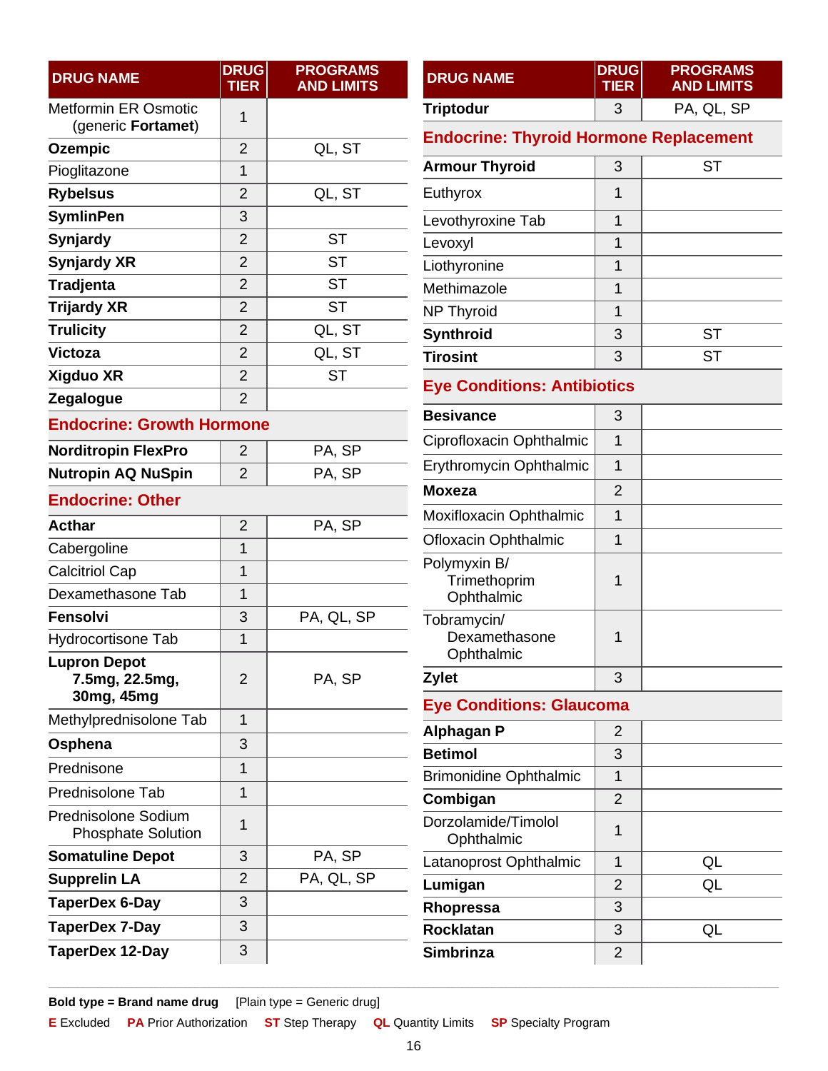| DRUG NAME | DRUG TIER | PROGRAMS AND LIMITS |
|---|---|---|
| Metformin ER Osmotic (generic **Fortamet**) | 1 | |
| **Ozempic** | 2 | QL, ST |
| Pioglitazone | 1 | |
| **Rybelsus** | 2 | QL, ST |
| **SymlinPen** | 3 | |
| **Synjardy** | 2 | ST |
| **Synjardy XR** | 2 | ST |
| **Tradjenta** | 2 | ST |
| **Trijardy XR** | 2 | ST |
| **Trulicity** | 2 | QL, ST |
| **Victoza** | 2 | QL, ST |
| **Xigduo XR** | 2 | ST |
| **Zegalogue** | 2 | |

## Endocrine: Growth Hormone

| DRUG NAME | DRUG TIER | PROGRAMS AND LIMITS |
|---|---|---|
| **Norditropin FlexPro** | 2 | PA, SP |
| **Nutropin AQ NuSpin** | 2 | PA, SP |

## Endocrine: Other

| DRUG NAME | DRUG TIER | PROGRAMS AND LIMITS |
|---|---|---|
| **Acthar** | 2 | PA, SP |
| Cabergoline | 1 | |
| Calcitriol Cap | 1 | |
| Dexamethasone Tab | 1 | |
| **Fensolvi** | 3 | PA, QL, SP |
| Hydrocortisone Tab | 1 | |
| **Lupron Depot 7.5mg, 22.5mg, 30mg, 45mg** | 2 | PA, SP |
| Methylprednisolone Tab | 1 | |
| **Osphena** | 3 | |
| Prednisone | 1 | |
| Prednisolone Tab | 1 | |
| Prednisolone Sodium Phosphate Solution | 1 | |
| **Somatuline Depot** | 3 | PA, SP |
| **Supprelin LA** | 2 | PA, QL, SP |
| **TaperDex 6-Day** | 3 | |
| **TaperDex 7-Day** | 3 | |
| **TaperDex 12-Day** | 3 | |
| **Triptodur** | 3 | PA, QL, SP |

## Endocrine: Thyroid Hormone Replacement

| DRUG NAME | DRUG TIER | PROGRAMS AND LIMITS |
|---|---|---|
| **Armour Thyroid** | 3 | ST |
| Euthyrox | 1 | |
| Levothyroxine Tab | 1 | |
| Levoxyl | 1 | |
| Liothyronine | 1 | |
| Methimazole | 1 | |
| NP Thyroid | 1 | |
| **Synthroid** | 3 | ST |
| **Tirosint** | 3 | ST |

## Eye Conditions: Antibiotics

| DRUG NAME | DRUG TIER | PROGRAMS AND LIMITS |
|---|---|---|
| **Besivance** | 3 | |
| Ciprofloxacin Ophthalmic | 1 | |
| Erythromycin Ophthalmic | 1 | |
| **Moxeza** | 2 | |
| Moxifloxacin Ophthalmic | 1 | |
| Ofloxacin Ophthalmic | 1 | |
| Polymyxin B/ Trimethoprim Ophthalmic | 1 | |
| Tobramycin/ Dexamethasone Ophthalmic | 1 | |
| **Zylet** | 3 | |

## Eye Conditions: Glaucoma

| DRUG NAME | DRUG TIER | PROGRAMS AND LIMITS |
|---|---|---|
| **Alphagan P** | 2 | |
| **Betimol** | 3 | |
| Brimonidine Ophthalmic | 1 | |
| **Combigan** | 2 | |
| Dorzolamide/Timolol Ophthalmic | 1 | |
| Latanoprost Ophthalmic | 1 | QL |
| **Lumigan** | 2 | QL |
| **Rhopressa** | 3 | |
| **Rocklatan** | 3 | QL |
| **Simbrinza** | 2 | |

**Bold type = Brand name drug** [Plain type = Generic drug]

**E** Excluded **PA** Prior Authorization **ST** Step Therapy **QL** Quantity Limits **SP** Specialty Program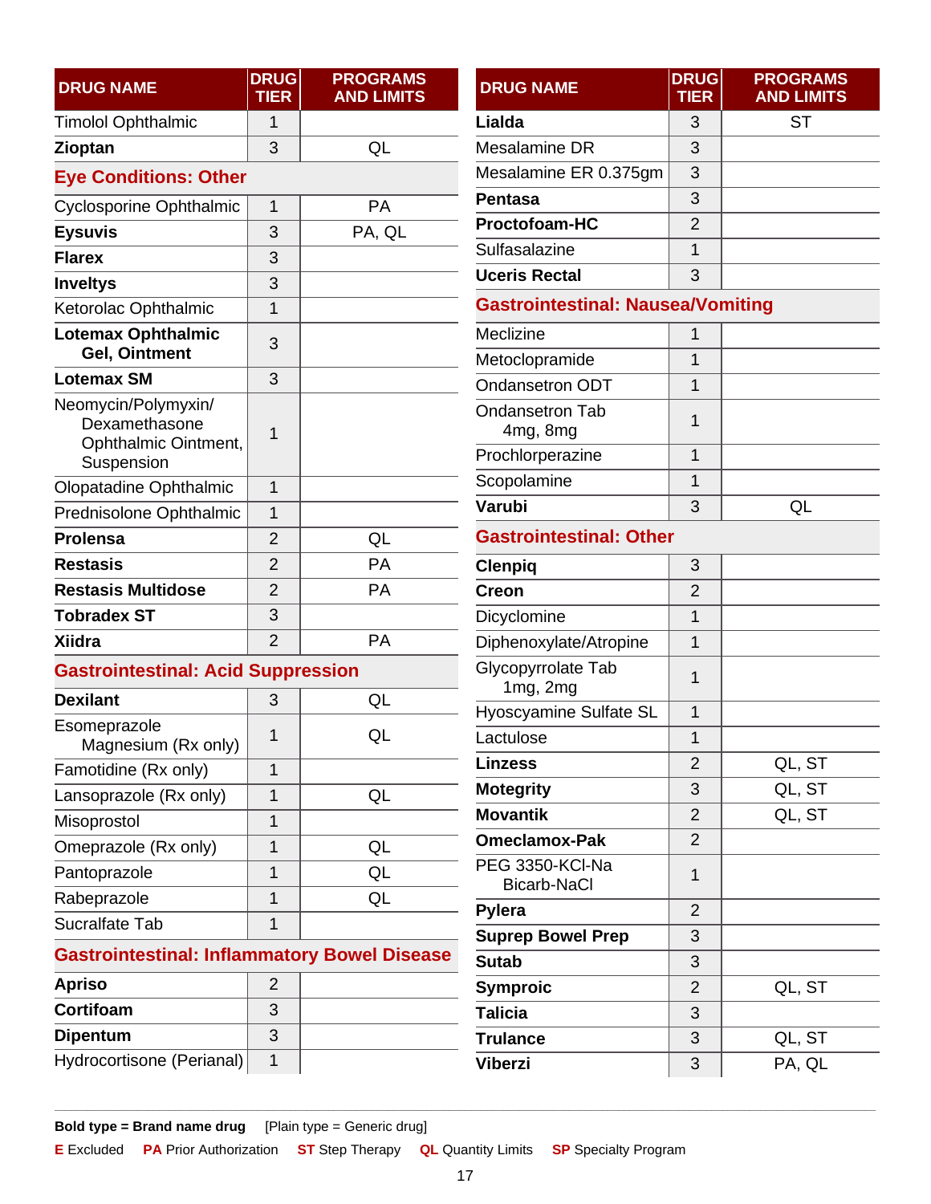| DRUG NAME | DRUG TIER | PROGRAMS AND LIMITS |
|---|---|---|
| Timolol Ophthalmic | 1 | |
| **Zioptan** | 3 | QL |
| **Eye Conditions: Other** | | |
| Cyclosporine Ophthalmic | 1 | PA |
| **Eysuvis** | 3 | PA, QL |
| **Flarex** | 3 | |
| **Inveltys** | 3 | |
| Ketorolac Ophthalmic | 1 | |
| **Lotemax Ophthalmic Gel, Ointment** | 3 | |
| **Lotemax SM** | 3 | |
| Neomycin/Polymyxin/ Dexamethasone Ophthalmic Ointment, Suspension | 1 | |
| Olopatadine Ophthalmic | 1 | |
| Prednisolone Ophthalmic | 1 | |
| **Prolensa** | 2 | QL |
| **Restasis** | 2 | PA |
| **Restasis Multidose** | 2 | PA |
| **Tobradex ST** | 3 | |
| **Xiidra** | 2 | PA |
| **Gastrointestinal: Acid Suppression** | | |
| **Dexilant** | 3 | QL |
| Esomeprazole Magnesium (Rx only) | 1 | QL |
| Famotidine (Rx only) | 1 | |
| Lansoprazole (Rx only) | 1 | QL |
| Misoprostol | 1 | |
| Omeprazole (Rx only) | 1 | QL |
| Pantoprazole | 1 | QL |
| Rabeprazole | 1 | QL |
| Sucralfate Tab | 1 | |
| **Gastrointestinal: Inflammatory Bowel Disease** | | |
| **Apriso** | 2 | |
| **Cortifoam** | 3 | |
| **Dipentum** | 3 | |
| Hydrocortisone (Perianal) | 1 | |
| **Lialda** | 3 | ST |
| Mesalamine DR | 3 | |
| Mesalamine ER 0.375gm | 3 | |
| **Pentasa** | 3 | |
| **Proctofoam-HC** | 2 | |
| Sulfasalazine | 1 | |
| **Uceris Rectal** | 3 | |
| **Gastrointestinal: Nausea/Vomiting** | | |
| Meclizine | 1 | |
| Metoclopramide | 1 | |
| Ondansetron ODT | 1 | |
| Ondansetron Tab 4mg, 8mg | 1 | |
| Prochlorperazine | 1 | |
| Scopolamine | 1 | |
| **Varubi** | 3 | QL |
| **Gastrointestinal: Other** | | |
| **Clenpiq** | 3 | |
| **Creon** | 2 | |
| Dicyclomine | 1 | |
| Diphenoxylate/Atropine | 1 | |
| Glycopyrrolate Tab 1mg, 2mg | 1 | |
| Hyoscyamine Sulfate SL | 1 | |
| Lactulose | 1 | |
| **Linzess** | 2 | QL, ST |
| **Motegrity** | 3 | QL, ST |
| **Movantik** | 2 | QL, ST |
| **Omeclamox-Pak** | 2 | |
| PEG 3350-KCl-Na Bicarb-NaCl | 1 | |
| **Pylera** | 2 | |
| **Suprep Bowel Prep** | 3 | |
| **Sutab** | 3 | |
| **Symproic** | 2 | QL, ST |
| **Talicia** | 3 | |
| **Trulance** | 3 | QL, ST |
| **Viberzi** | 3 | PA, QL |

**Bold type = Brand name drug** [Plain type = Generic drug]

**E** Excluded **PA** Prior Authorization **ST** Step Therapy **QL** Quantity Limits **SP** Specialty Program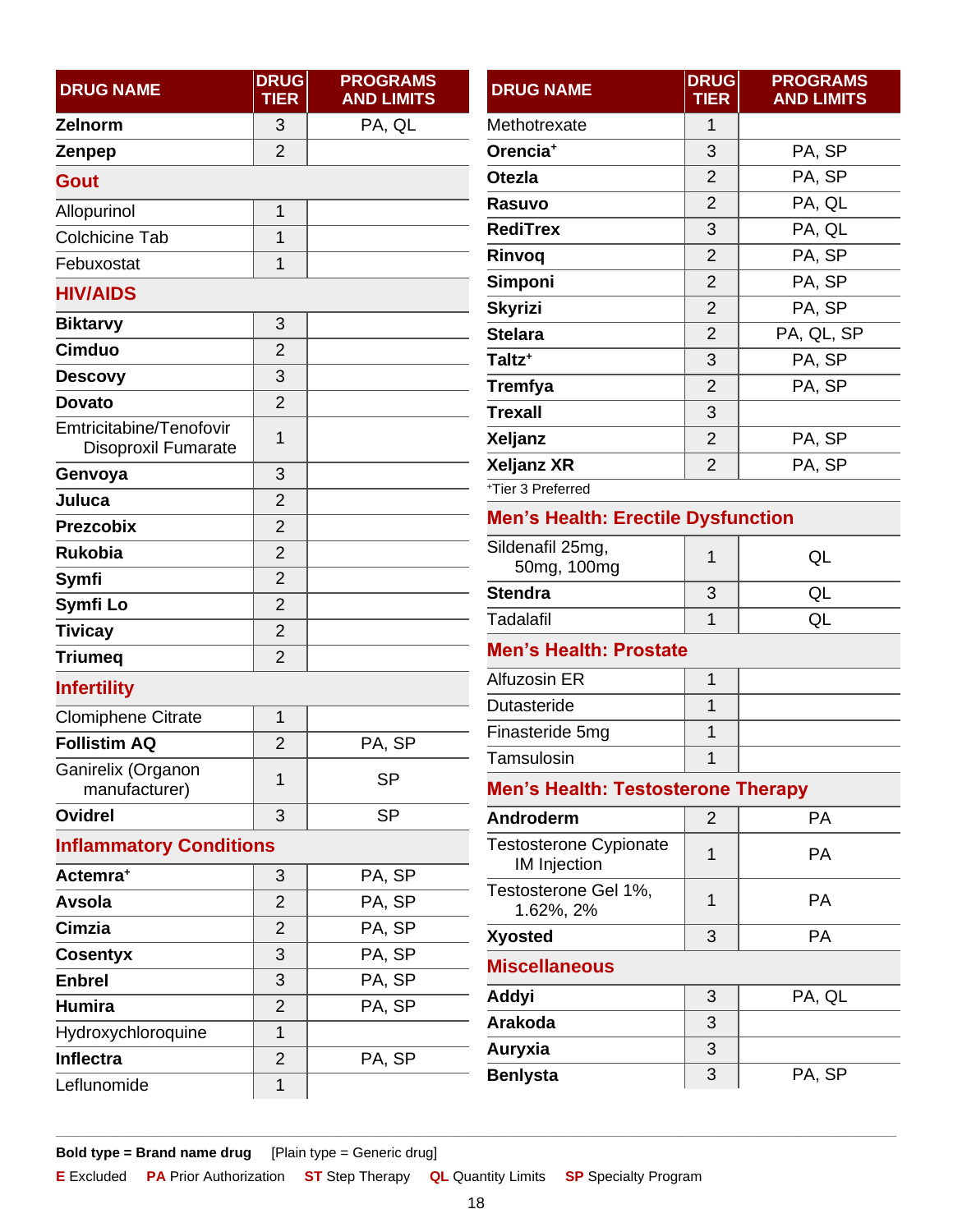| DRUG NAME | DRUG TIER | PROGRAMS AND LIMITS |
|---|---|---|
| **Zelnorm** | 3 | PA, QL |
| **Zenpep** | 2 | |
| **Gout** | | |
| Allopurinol | 1 | |
| Colchicine Tab | 1 | |
| Febuxostat | 1 | |
| **HIV/AIDS** | | |
| **Biktarvy** | 3 | |
| **Cimduo** | 2 | |
| **Descovy** | 3 | |
| **Dovato** | 2 | |
| Emtricitabine/Tenofovir Disoproxil Fumarate | 1 | |
| **Genvoya** | 3 | |
| **Juluca** | 2 | |
| **Prezcobix** | 2 | |
| **Rukobia** | 2 | |
| **Symfi** | 2 | |
| **Symfi Lo** | 2 | |
| **Tivicay** | 2 | |
| **Triumeq** | 2 | |
| **Infertility** | | |
| Clomiphene Citrate | 1 | |
| **Follistim AQ** | 2 | PA, SP |
| Ganirelix (Organon manufacturer) | 1 | SP |
| **Ovidrel** | 3 | SP |
| **Inflammatory Conditions** | | |
| **Actemra**+ | 3 | PA, SP |
| **Avsola** | 2 | PA, SP |
| **Cimzia** | 2 | PA, SP |
| **Cosentyx** | 3 | PA, SP |
| **Enbrel** | 3 | PA, SP |
| **Humira** | 2 | PA, SP |
| Hydroxychloroquine | 1 | |
| **Inflectra** | 2 | PA, SP |
| Leflunomide | 1 | |
| Methotrexate | 1 | |
| **Orencia**+ | 3 | PA, SP |
| **Otezla** | 2 | PA, SP |
| **Rasuvo** | 2 | PA, QL |
| **RediTrex** | 3 | PA, QL |
| **Rinvoq** | 2 | PA, SP |
| **Simponi** | 2 | PA, SP |
| **Skyrizi** | 2 | PA, SP |
| **Stelara** | 2 | PA, QL, SP |
| **Taltz**+ | 3 | PA, SP |
| **Tremfya** | 2 | PA, SP |
| **Trexall** | 3 | |
| **Xeljanz** | 2 | PA, SP |
| **Xeljanz XR** | 2 | PA, SP |

+Tier 3 Preferred

| DRUG NAME | DRUG TIER | PROGRAMS AND LIMITS |
|---|---|---|
| **Men's Health: Erectile Dysfunction** | | |
| Sildenafil 25mg, 50mg, 100mg | 1 | QL |
| **Stendra** | 3 | QL |
| Tadalafil | 1 | QL |
| **Men's Health: Prostate** | | |
| Alfuzosin ER | 1 | |
| Dutasteride | 1 | |
| Finasteride 5mg | 1 | |
| Tamsulosin | 1 | |
| **Men's Health: Testosterone Therapy** | | |
| **Androderm** | 2 | PA |
| Testosterone Cypionate IM Injection | 1 | PA |
| Testosterone Gel 1%, 1.62%, 2% | 1 | PA |
| **Xyosted** | 3 | PA |
| **Miscellaneous** | | |
| **Addyi** | 3 | PA, QL |
| **Arakoda** | 3 | |
| **Auryxia** | 3 | |
| **Benlysta** | 3 | PA, SP |

**Bold type = Brand name drug** [Plain type = Generic drug]

**E** Excluded **PA** Prior Authorization **ST** Step Therapy **QL** Quantity Limits **SP** Specialty Program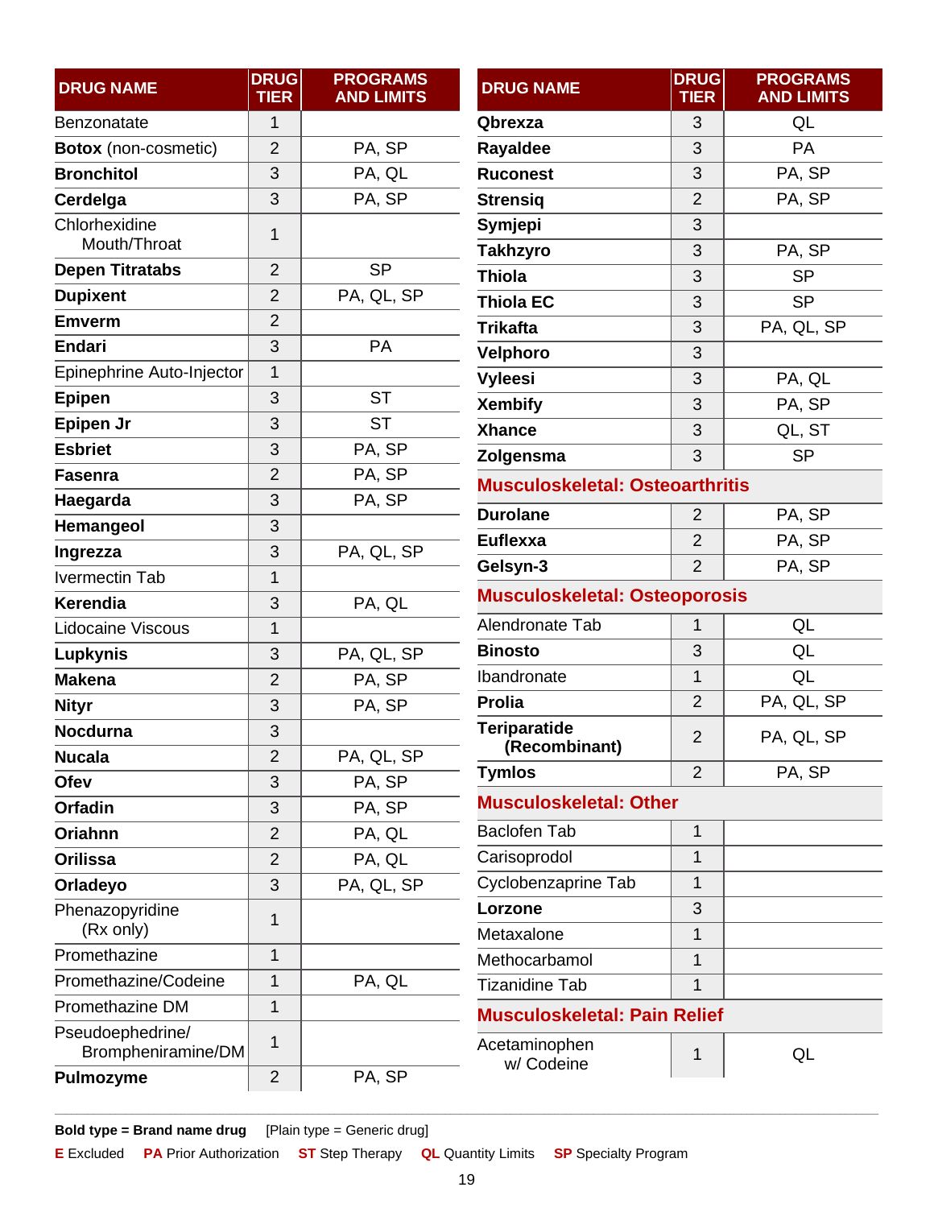| DRUG NAME | DRUG TIER | PROGRAMS AND LIMITS |
|---|---|---|
| Benzonatate | 1 | |
| **Botox** (non-cosmetic) | 2 | PA, SP |
| **Bronchitol** | 3 | PA, QL |
| **Cerdelga** | 3 | PA, SP |
| Chlorhexidine Mouth/Throat | 1 | |
| **Depen Titratabs** | 2 | SP |
| **Dupixent** | 2 | PA, QL, SP |
| **Emverm** | 2 | |
| **Endari** | 3 | PA |
| Epinephrine Auto-Injector | 1 | |
| **Epipen** | 3 | ST |
| **Epipen Jr** | 3 | ST |
| **Esbriet** | 3 | PA, SP |
| **Fasenra** | 2 | PA, SP |
| **Haegarda** | 3 | PA, SP |
| **Hemangeol** | 3 | |
| **Ingrezza** | 3 | PA, QL, SP |
| Ivermectin Tab | 1 | |
| **Kerendia** | 3 | PA, QL |
| Lidocaine Viscous | 1 | |
| **Lupkynis** | 3 | PA, QL, SP |
| **Makena** | 2 | PA, SP |
| **Nityr** | 3 | PA, SP |
| **Nocdurna** | 3 | |
| **Nucala** | 2 | PA, QL, SP |
| **Ofev** | 3 | PA, SP |
| **Orfadin** | 3 | PA, SP |
| **Oriahnn** | 2 | PA, QL |
| **Orilissa** | 2 | PA, QL |
| **Orladeyo** | 3 | PA, QL, SP |
| Phenazopyridine (Rx only) | 1 | |
| Promethazine | 1 | |
| Promethazine/Codeine | 1 | PA, QL |
| Promethazine DM | 1 | |
| Pseudoephedrine/ Brompheniramine/DM | 1 | |
| **Pulmozyme** | 2 | PA, SP |
| **Qbrexza** | 3 | QL |
| **Rayaldee** | 3 | PA |
| **Ruconest** | 3 | PA, SP |
| **Strensiq** | 2 | PA, SP |
| **Symjepi** | 3 | |
| **Takhzyro** | 3 | PA, SP |
| **Thiola** | 3 | SP |
| **Thiola EC** | 3 | SP |
| **Trikafta** | 3 | PA, QL, SP |
| **Velphoro** | 3 | |
| **Vyleesi** | 3 | PA, QL |
| **Xembify** | 3 | PA, SP |
| **Xhance** | 3 | QL, ST |
| **Zolgensma** | 3 | SP |
| **Musculoskeletal: Osteoarthritis** | | |
| **Durolane** | 2 | PA, SP |
| **Euflexxa** | 2 | PA, SP |
| **Gelsyn-3** | 2 | PA, SP |
| **Musculoskeletal: Osteoporosis** | | |
| Alendronate Tab | 1 | QL |
| **Binosto** | 3 | QL |
| Ibandronate | 1 | QL |
| **Prolia** | 2 | PA, QL, SP |
| **Teriparatide (Recombinant)** | 2 | PA, QL, SP |
| **Tymlos** | 2 | PA, SP |
| **Musculoskeletal: Other** | | |
| Baclofen Tab | 1 | |
| Carisoprodol | 1 | |
| Cyclobenzaprine Tab | 1 | |
| **Lorzone** | 3 | |
| Metaxalone | 1 | |
| Methocarbamol | 1 | |
| Tizanidine Tab | 1 | |
| **Musculoskeletal: Pain Relief** | | |
| Acetaminophen w/ Codeine | 1 | QL |

**Bold type = Brand name drug** [Plain type = Generic drug]

**E** Excluded **PA** Prior Authorization **ST** Step Therapy **QL** Quantity Limits **SP** Specialty Program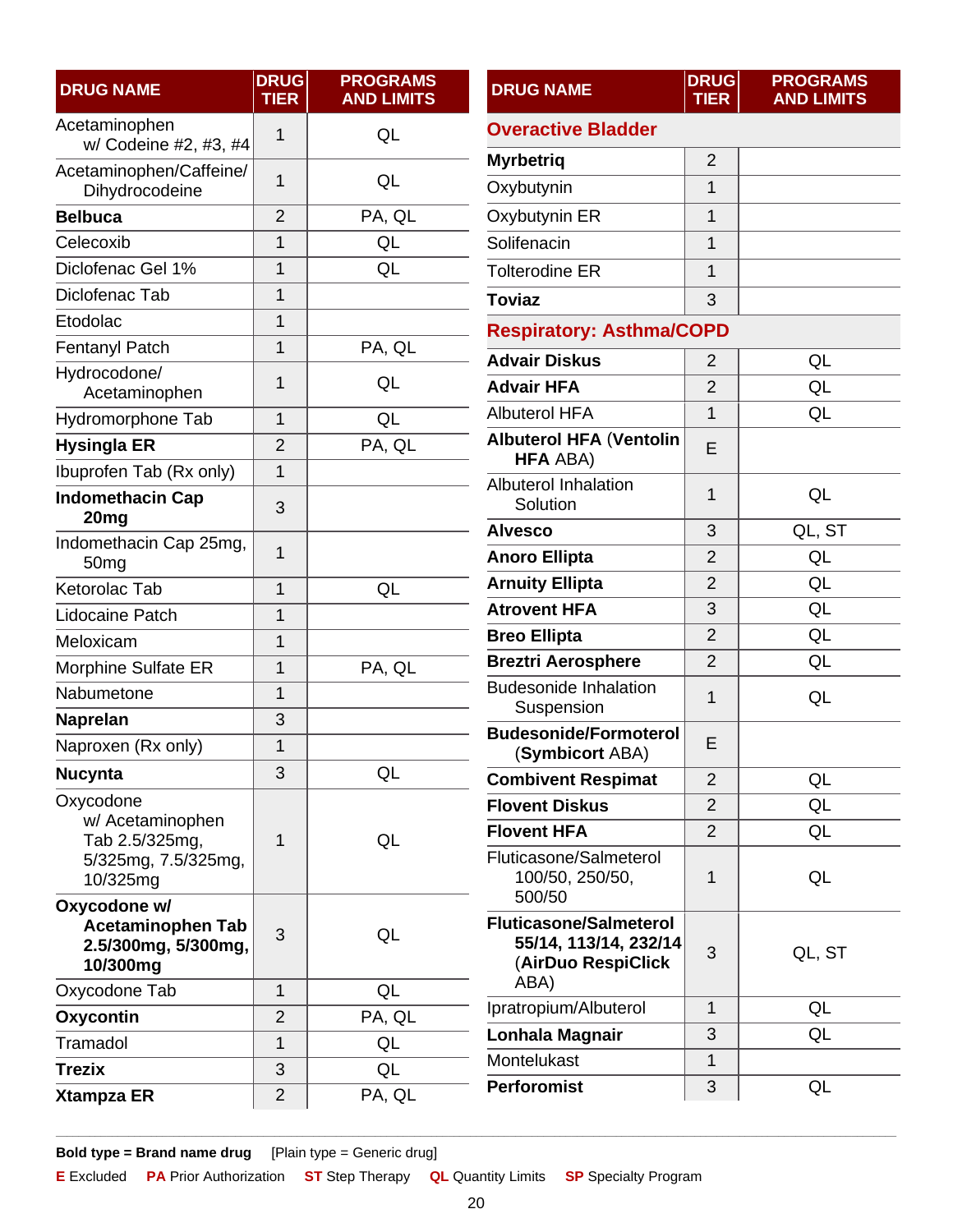| DRUG NAME | DRUG TIER | PROGRAMS AND LIMITS |
|---|---|---|
| Acetaminophen w/ Codeine #2, #3, #4 | 1 | QL |
| Acetaminophen/Caffeine/ Dihydrocodeine | 1 | QL |
| **Belbuca** | 2 | PA, QL |
| Celecoxib | 1 | QL |
| Diclofenac Gel 1% | 1 | QL |
| Diclofenac Tab | 1 | |
| Etodolac | 1 | |
| Fentanyl Patch | 1 | PA, QL |
| Hydrocodone/ Acetaminophen | 1 | QL |
| Hydromorphone Tab | 1 | QL |
| **Hysingla ER** | 2 | PA, QL |
| Ibuprofen Tab (Rx only) | 1 | |
| **Indomethacin Cap 20mg** | 3 | |
| Indomethacin Cap 25mg, 50mg | 1 | |
| Ketorolac Tab | 1 | QL |
| Lidocaine Patch | 1 | |
| Meloxicam | 1 | |
| Morphine Sulfate ER | 1 | PA, QL |
| Nabumetone | 1 | |
| **Naprelan** | 3 | |
| Naproxen (Rx only) | 1 | |
| **Nucynta** | 3 | QL |
| Oxycodone w/ Acetaminophen Tab 2.5/325mg, 5/325mg, 7.5/325mg, 10/325mg | 1 | QL |
| **Oxycodone w/ Acetaminophen Tab 2.5/300mg, 5/300mg, 10/300mg** | 3 | QL |
| Oxycodone Tab | 1 | QL |
| **Oxycontin** | 2 | PA, QL |
| Tramadol | 1 | QL |
| **Trezix** | 3 | QL |
| **Xtampza ER** | 2 | PA, QL |

| DRUG NAME | DRUG TIER | PROGRAMS AND LIMITS |
|---|---|---|
| **Overactive Bladder** | | |
| **Myrbetriq** | 2 | |
| Oxybutynin | 1 | |
| Oxybutynin ER | 1 | |
| Solifenacin | 1 | |
| Tolterodine ER | 1 | |
| **Toviaz** | 3 | |
| **Respiratory: Asthma/COPD** | | |
| **Advair Diskus** | 2 | QL |
| **Advair HFA** | 2 | QL |
| Albuterol HFA | 1 | QL |
| **Albuterol HFA** (**Ventolin HFA** ABA) | E | |
| Albuterol Inhalation Solution | 1 | QL |
| **Alvesco** | 3 | QL, ST |
| **Anoro Ellipta** | 2 | QL |
| **Arnuity Ellipta** | 2 | QL |
| **Atrovent HFA** | 3 | QL |
| **Breo Ellipta** | 2 | QL |
| **Breztri Aerosphere** | 2 | QL |
| Budesonide Inhalation Suspension | 1 | QL |
| **Budesonide/Formoterol** (**Symbicort** ABA) | E | |
| **Combivent Respimat** | 2 | QL |
| **Flovent Diskus** | 2 | QL |
| **Flovent HFA** | 2 | QL |
| Fluticasone/Salmeterol 100/50, 250/50, 500/50 | 1 | QL |
| **Fluticasone/Salmeterol 55/14, 113/14, 232/14** (**AirDuo RespiClick** ABA) | 3 | QL, ST |
| Ipratropium/Albuterol | 1 | QL |
| **Lonhala Magnair** | 3 | QL |
| Montelukast | 1 | |
| **Perforomist** | 3 | QL |

**Bold type = Brand name drug** [Plain type = Generic drug]

**E** Excluded **PA** Prior Authorization **ST** Step Therapy **QL** Quantity Limits **SP** Specialty Program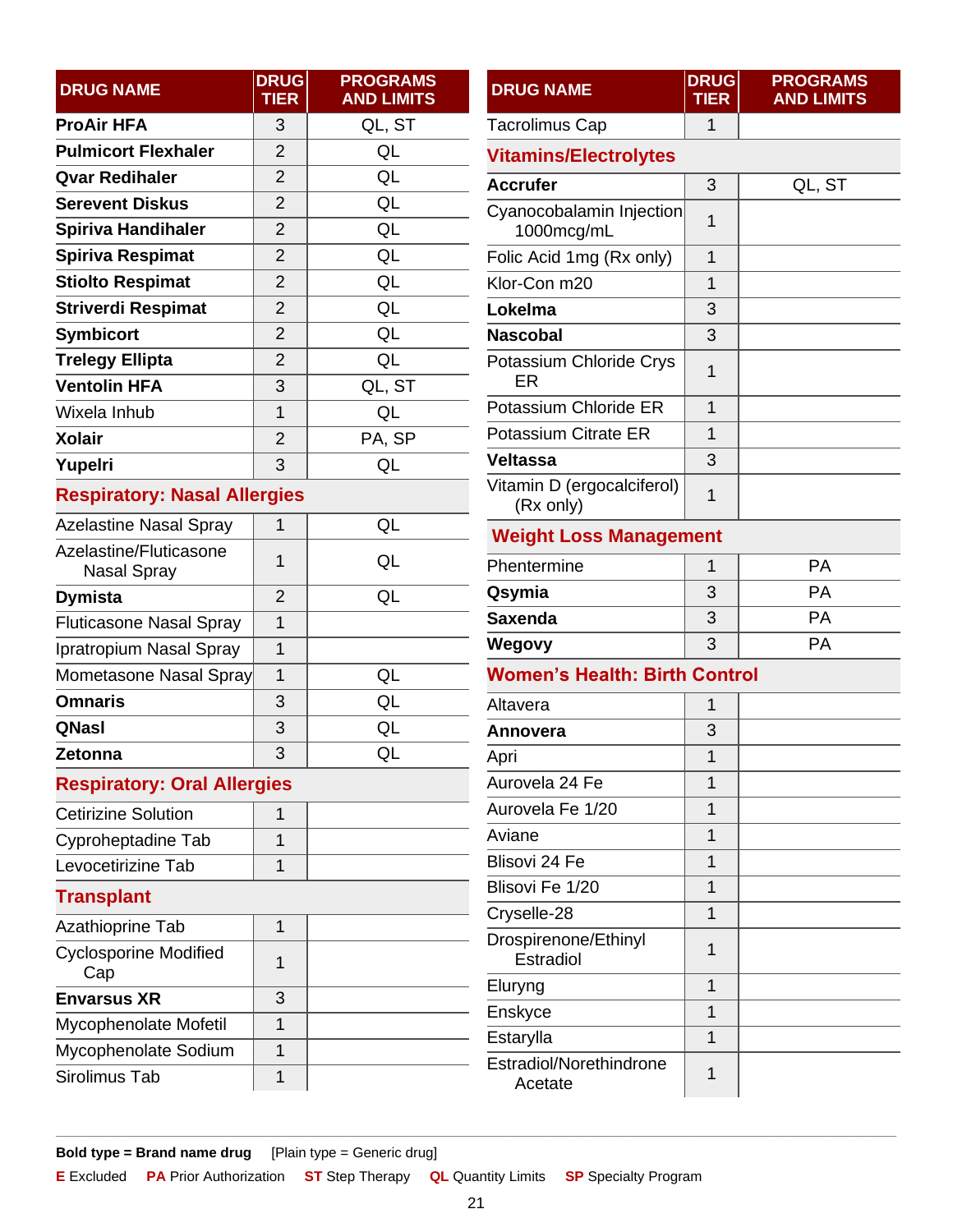| DRUG NAME | DRUG TIER | PROGRAMS AND LIMITS |
|---|---|---|
| **ProAir HFA** | 3 | QL, ST |
| **Pulmicort Flexhaler** | 2 | QL |
| **Qvar Redihaler** | 2 | QL |
| **Serevent Diskus** | 2 | QL |
| **Spiriva Handihaler** | 2 | QL |
| **Spiriva Respimat** | 2 | QL |
| **Stiolto Respimat** | 2 | QL |
| **Striverdi Respimat** | 2 | QL |
| **Symbicort** | 2 | QL |
| **Trelegy Ellipta** | 2 | QL |
| **Ventolin HFA** | 3 | QL, ST |
| Wixela Inhub | 1 | QL |
| **Xolair** | 2 | PA, SP |
| **Yupelri** | 3 | QL |
| **Respiratory: Nasal Allergies** | | |
| Azelastine Nasal Spray | 1 | QL |
| Azelastine/Fluticasone Nasal Spray | 1 | QL |
| **Dymista** | 2 | QL |
| Fluticasone Nasal Spray | 1 | |
| Ipratropium Nasal Spray | 1 | |
| Mometasone Nasal Spray | 1 | QL |
| **Omnaris** | 3 | QL |
| **QNasl** | 3 | QL |
| **Zetonna** | 3 | QL |
| **Respiratory: Oral Allergies** | | |
| Cetirizine Solution | 1 | |
| Cyproheptadine Tab | 1 | |
| Levocetirizine Tab | 1 | |
| **Transplant** | | |
| Azathioprine Tab | 1 | |
| Cyclosporine Modified Cap | 1 | |
| **Envarsus XR** | 3 | |
| Mycophenolate Mofetil | 1 | |
| Mycophenolate Sodium | 1 | |
| Sirolimus Tab | 1 | |
| Tacrolimus Cap | 1 | |
| **Vitamins/Electrolytes** | | |
| **Accrufer** | 3 | QL, ST |
| Cyanocobalamin Injection 1000mcg/mL | 1 | |
| Folic Acid 1mg (Rx only) | 1 | |
| Klor-Con m20 | 1 | |
| **Lokelma** | 3 | |
| **Nascobal** | 3 | |
| Potassium Chloride Crys ER | 1 | |
| Potassium Chloride ER | 1 | |
| Potassium Citrate ER | 1 | |
| **Veltassa** | 3 | |
| Vitamin D (ergocalciferol) (Rx only) | 1 | |
| **Weight Loss Management** | | |
| Phentermine | 1 | PA |
| **Qsymia** | 3 | PA |
| **Saxenda** | 3 | PA |
| **Wegovy** | 3 | PA |
| **Women's Health: Birth Control** | | |
| Altavera | 1 | |
| **Annovera** | 3 | |
| Apri | 1 | |
| Aurovela 24 Fe | 1 | |
| Aurovela Fe 1/20 | 1 | |
| Aviane | 1 | |
| Blisovi 24 Fe | 1 | |
| Blisovi Fe 1/20 | 1 | |
| Cryselle-28 | 1 | |
| Drospirenone/Ethinyl Estradiol | 1 | |
| Eluryng | 1 | |
| Enskyce | 1 | |
| Estarylla | 1 | |
| Estradiol/Norethindrone Acetate | 1 | |

**Bold type = Brand name drug** [Plain type = Generic drug]

**E** Excluded **PA** Prior Authorization **ST** Step Therapy **QL** Quantity Limits **SP** Specialty Program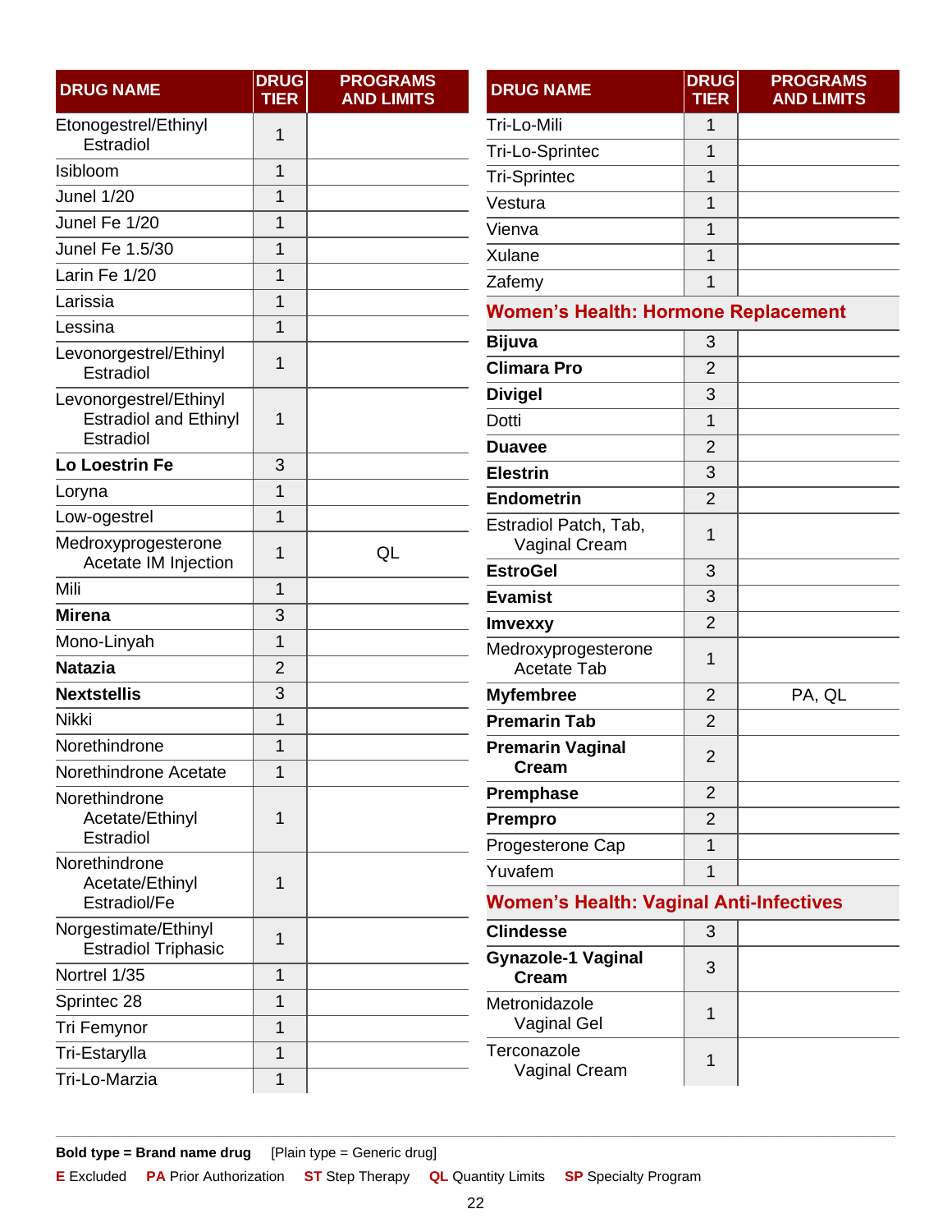| DRUG NAME | DRUG TIER | PROGRAMS AND LIMITS |
|---|---|---|
| Etonogestrel/Ethinyl Estradiol | 1 | |
| Isibloom | 1 | |
| Junel 1/20 | 1 | |
| Junel Fe 1/20 | 1 | |
| Junel Fe 1.5/30 | 1 | |
| Larin Fe 1/20 | 1 | |
| Larissia | 1 | |
| Lessina | 1 | |
| Levonorgestrel/Ethinyl Estradiol | 1 | |
| Levonorgestrel/Ethinyl Estradiol and Ethinyl Estradiol | 1 | |
| **Lo Loestrin Fe** | 3 | |
| Loryna | 1 | |
| Low-ogestrel | 1 | |
| Medroxyprogesterone Acetate IM Injection | 1 | QL |
| Mili | 1 | |
| **Mirena** | 3 | |
| Mono-Linyah | 1 | |
| **Natazia** | 2 | |
| **Nextstellis** | 3 | |
| Nikki | 1 | |
| Norethindrone | 1 | |
| Norethindrone Acetate | 1 | |
| Norethindrone Acetate/Ethinyl Estradiol | 1 | |
| Norethindrone Acetate/Ethinyl Estradiol/Fe | 1 | |
| Norgestimate/Ethinyl Estradiol Triphasic | 1 | |
| Nortrel 1/35 | 1 | |
| Sprintec 28 | 1 | |
| Tri Femynor | 1 | |
| Tri-Estarylla | 1 | |
| Tri-Lo-Marzia | 1 | |
| Tri-Lo-Mili | 1 | |
| Tri-Lo-Sprintec | 1 | |
| Tri-Sprintec | 1 | |
| Vestura | 1 | |
| Vienva | 1 | |
| Xulane | 1 | |
| Zafemy | 1 | |
| **Women's Health: Hormone Replacement** | | |
| **Bijuva** | 3 | |
| **Climara Pro** | 2 | |
| **Divigel** | 3 | |
| Dotti | 1 | |
| **Duavee** | 2 | |
| **Elestrin** | 3 | |
| **Endometrin** | 2 | |
| Estradiol Patch, Tab, Vaginal Cream | 1 | |
| **EstroGel** | 3 | |
| **Evamist** | 3 | |
| **Imvexxy** | 2 | |
| Medroxyprogesterone Acetate Tab | 1 | |
| **Myfembree** | 2 | PA, QL |
| **Premarin Tab** | 2 | |
| **Premarin Vaginal Cream** | 2 | |
| **Premphase** | 2 | |
| **Prempro** | 2 | |
| Progesterone Cap | 1 | |
| Yuvafem | 1 | |
| **Women's Health: Vaginal Anti-Infectives** | | |
| **Clindesse** | 3 | |
| **Gynazole-1 Vaginal Cream** | 3 | |
| Metronidazole Vaginal Gel | 1 | |
| Terconazole Vaginal Cream | 1 | |

**Bold type = Brand name drug** [Plain type = Generic drug]

**E** Excluded **PA** Prior Authorization **ST** Step Therapy **QL** Quantity Limits **SP** Specialty Program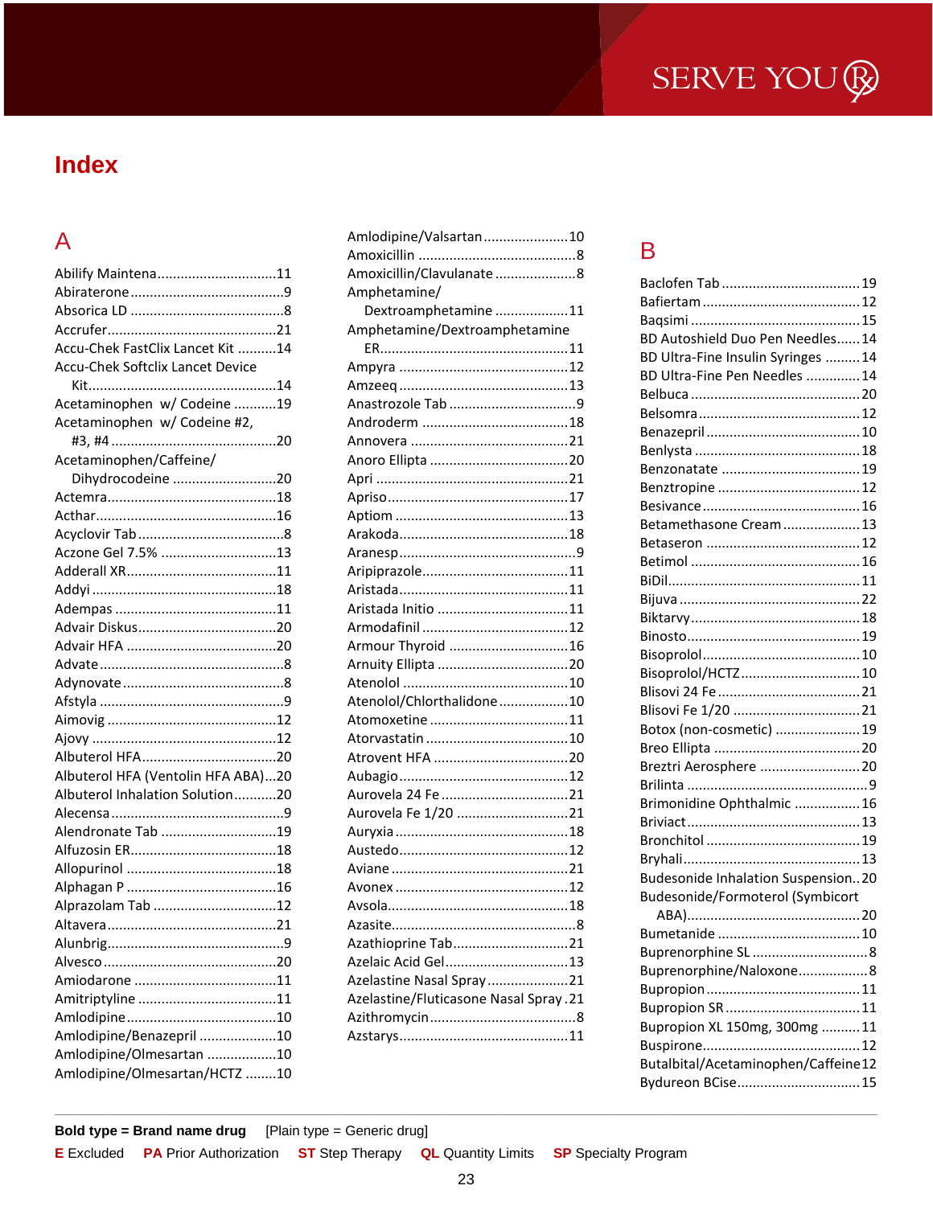# Index

## A

Abilify Maintena ... 11
Abiraterone ... 9
Absorica LD ... 8
Accrufer ... 21
Accu-Chek FastClix Lancet Kit ... 14
Accu-Chek Softclix Lancet Device Kit ... 14
Acetaminophen w/ Codeine ... 19
Acetaminophen w/ Codeine #2, #3, #4 ... 20
Acetaminophen/Caffeine/ Dihydrocodeine ... 20
Actemra ... 18
Acthar ... 16
Acyclovir Tab ... 8
Aczone Gel 7.5% ... 13
Adderall XR ... 11
Addyi ... 18
Adempas ... 11
Advair Diskus ... 20
Advair HFA ... 20
Advate ... 8
Adynovate ... 8
Afstyla ... 9
Aimovig ... 12
Ajovy ... 12
Albuterol HFA ... 20
Albuterol HFA (Ventolin HFA ABA) ... 20
Albuterol Inhalation Solution ... 20
Alecensa ... 9
Alendronate Tab ... 19
Alfuzosin ER ... 18
Allopurinol ... 18
Alphagan P ... 16
Alprazolam Tab ... 12
Altavera ... 21
Alunbrig ... 9
Alvesco ... 20
Amiodarone ... 11
Amitriptyline ... 11
Amlodipine ... 10
Amlodipine/Benazepril ... 10
Amlodipine/Olmesartan ... 10
Amlodipine/Olmesartan/HCTZ ... 10
Amlodipine/Valsartan ... 10
Amoxicillin ... 8
Amoxicillin/Clavulanate ... 8
Amphetamine/ Dextroamphetamine ... 11
Amphetamine/Dextroamphetamine ER ... 11
Ampyra ... 12
Amzeeq ... 13
Anastrozole Tab ... 9
Androderm ... 18
Annovera ... 21
Anoro Ellipta ... 20
Apri ... 21
Apriso ... 17
Aptiom ... 13
Arakoda ... 18
Aranesp ... 9
Aripiprazole ... 11
Aristada ... 11
Aristada Initio ... 11
Armodafinil ... 12
Armour Thyroid ... 16
Arnuity Ellipta ... 20
Atenolol ... 10
Atenolol/Chlorthalidone ... 10
Atomoxetine ... 11
Atorvastatin ... 10
Atrovent HFA ... 20
Aubagio ... 12
Aurovela 24 Fe ... 21
Aurovela Fe 1/20 ... 21
Auryxia ... 18
Austedo ... 12
Aviane ... 21
Avonex ... 12
Avsola ... 18
Azasite ... 8
Azathioprine Tab ... 21
Azelaic Acid Gel ... 13
Azelastine Nasal Spray ... 21
Azelastine/Fluticasone Nasal Spray ... 21
Azithromycin ... 8
Azstarys ... 11

## B

Baclofen Tab ... 19
Bafiertam ... 12
Baqsimi ... 15
BD Autoshield Duo Pen Needles ... 14
BD Ultra-Fine Insulin Syringes ... 14
BD Ultra-Fine Pen Needles ... 14
Belbuca ... 20
Belsomra ... 12
Benazepril ... 10
Benlysta ... 18
Benzonatate ... 19
Benztropine ... 12
Besivance ... 16
Betamethasone Cream ... 13
Betaseron ... 12
Betimol ... 16
BiDil ... 11
Bijuva ... 22
Biktarvy ... 18
Binosto ... 19
Bisoprolol ... 10
Bisoprolol/HCTZ ... 10
Blisovi 24 Fe ... 21
Blisovi Fe 1/20 ... 21
Botox (non-cosmetic) ... 19
Breo Ellipta ... 20
Breztri Aerosphere ... 20
Brilinta ... 9
Brimonidine Ophthalmic ... 16
Briviact ... 13
Bronchitol ... 19
Bryhali ... 13
Budesonide Inhalation Suspension ... 20
Budesonide/Formoterol (Symbicort ABA) ... 20
Bumetanide ... 10
Buprenorphine SL ... 8
Buprenorphine/Naloxone ... 8
Bupropion ... 11
Bupropion SR ... 11
Bupropion XL 150mg, 300mg ... 11
Buspirone ... 12
Butalbital/Acetaminophen/Caffeine ... 12
Bydureon BCise ... 15

**Bold type = Brand name drug** [Plain type = Generic drug]

**E** Excluded **PA** Prior Authorization **ST** Step Therapy **QL** Quantity Limits **SP** Specialty Program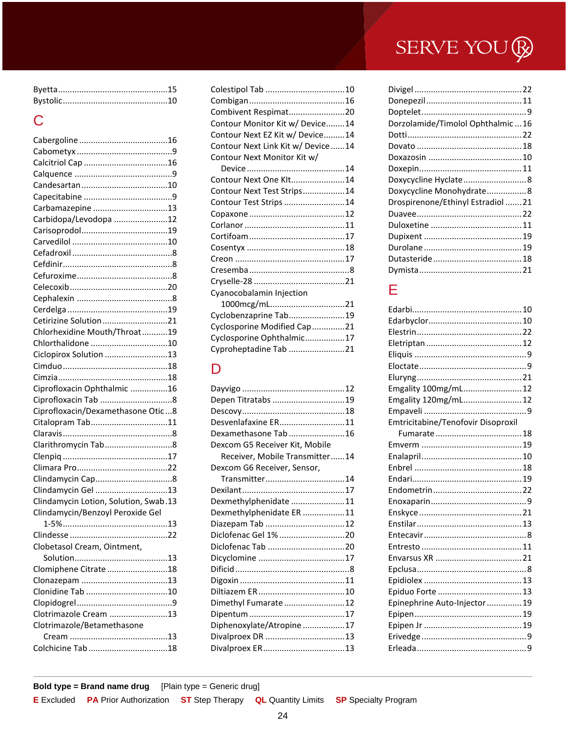Byetta ...............................................15
Bystolic..............................................10

## C

Cabergoline ......................................16
Cabometyx ..........................................9
Calcitriol Cap ....................................16
Calquence ..........................................9
Candesartan .....................................10
Capecitabine ......................................9
Carbamazepine .................................13
Carbidopa/Levodopa .......................12
Carisoprodol.....................................19
Carvedilol .........................................10
Cefadroxil ...........................................8
Cefdinir...............................................8
Cefuroxime..........................................8
Celecoxib...........................................20
Cephalexin .........................................8
Cerdelga ...........................................19
Cetirizine Solution ...........................21
Chlorhexidine Mouth/Throat...........19
Chlorthalidone .................................10
Ciclopirox Solution ..........................13
Cimduo .............................................18
Cimzia...............................................18
Ciprofloxacin Ophthalmic ................16
Ciprofloxacin Tab ..............................8
Ciprofloxacin/Dexamethasone Otic...8
Citalopram Tab.................................11
Claravis...............................................8
Clarithromycin Tab............................8
Clenpiq .............................................17
Climara Pro.......................................22
Clindamycin Cap................................8
Clindamycin Gel ...............................13
Clindamycin Lotion, Solution, Swab.13
Clindamycin/Benzoyl Peroxide Gel 1-5%.............................................13
Clindesse ..........................................22
Clobetasol Cream, Ointment, Solution........................................13
Clomiphene Citrate ..........................18
Clonazepam .....................................13
Clonidine Tab ...................................10
Clopidogrel..........................................9
Clotrimazole Cream .........................13
Clotrimazole/Betamethasone Cream ..........................................13
Colchicine Tab .................................18
Colestipol Tab ..................................10
Combigan .........................................16
Combivent Respimat........................20
Contour Monitor Kit w/ Device........14
Contour Next EZ Kit w/ Device.........14
Contour Next Link Kit w/ Device ......14
Contour Next Monitor Kit w/ Device ..........................................14
Contour Next One KIt.......................14
Contour Next Test Strips..................14
Contour Test Strips ..........................14
Copaxone .........................................12
Corlanor ...........................................11
Cortifoam .........................................17
Cosentyx ..........................................18
Creon ...............................................17
Cresemba ...........................................8
Cryselle-28 .......................................21
Cyanocobalamin Injection 1000mcg/mL...............................21
Cyclobenzaprine Tab........................19
Cyclosporine Modified Cap .............21
Cyclosporine Ophthalmic.................17
Cyproheptadine Tab ........................21

## D

Dayvigo ............................................12
Depen Titratabs ...............................19
Descovy............................................18
Desvenlafaxine ER............................11
Dexamethasone Tab ........................16
Dexcom G5 Receiver Kit, Mobile Receiver, Mobile Transmitter......14
Dexcom G6 Receiver, Sensor, Transmitter.....................................14
Dexilant ............................................17
Dexmethylphenidate .......................11
Dexmethylphenidate ER ..................11
Diazepam Tab ..................................12
Diclofenac Gel 1% ...........................20
Diclofenac Tab .................................20
Dicyclomine .....................................17
Dificid .................................................8
Digoxin .............................................11
Diltiazem ER.....................................10
Dimethyl Fumarate ..........................12
Dipentum .........................................17
Diphenoxylate/Atropine ..................17
Divalproex DR ..................................13
Divalproex ER...................................13
Divigel ..............................................22
Donepezil .........................................11
Doptelet..............................................9
Dorzolamide/Timolol Ophthalmic ...16
Dotti .................................................22
Dovato .............................................18
Doxazosin ........................................10
Doxepin............................................11
Doxycycline Hyclate...........................8
Doxycycline Monohydrate.................8
Drospirenone/Ethinyl Estradiol .......21
Duavee.............................................22
Duloxetine .......................................11
Dupixent ..........................................19
Durolane ..........................................19
Dutasteride ......................................18
Dymista............................................21

## E

Edarbi...............................................10
Edarbyclor........................................10
Elestrin.............................................22
Eletriptan .........................................12
Eliquis ..................................................9
Eloctate..............................................9
Eluryng.............................................21
Emgality 100mg/mL.........................12
Emgality 120mg/mL.........................12
Empaveli .............................................9
Emtricitabine/Tenofovir Disoproxil Fumarate .......................................18
Emverm ...........................................19
Enalapril...........................................10
Enbrel ..............................................18
Endari...............................................19
Endometrin.......................................22
Enoxaparin..........................................9
Enskyce ............................................21
Enstilar.............................................13
Entecavir ............................................8
Entresto ...........................................11
Envarsus XR .....................................21
Epclusa...............................................8
Epidiolex ..........................................13
Epiduo Forte ....................................13
Epinephrine Auto-Injector...............19
Epipen..............................................19
Epipen Jr ..........................................19
Erivedge .............................................9
Erleada ...............................................9

**Bold type = Brand name drug** [Plain type = Generic drug]

**E** Excluded **PA** Prior Authorization **ST** Step Therapy **QL** Quantity Limits **SP** Specialty Program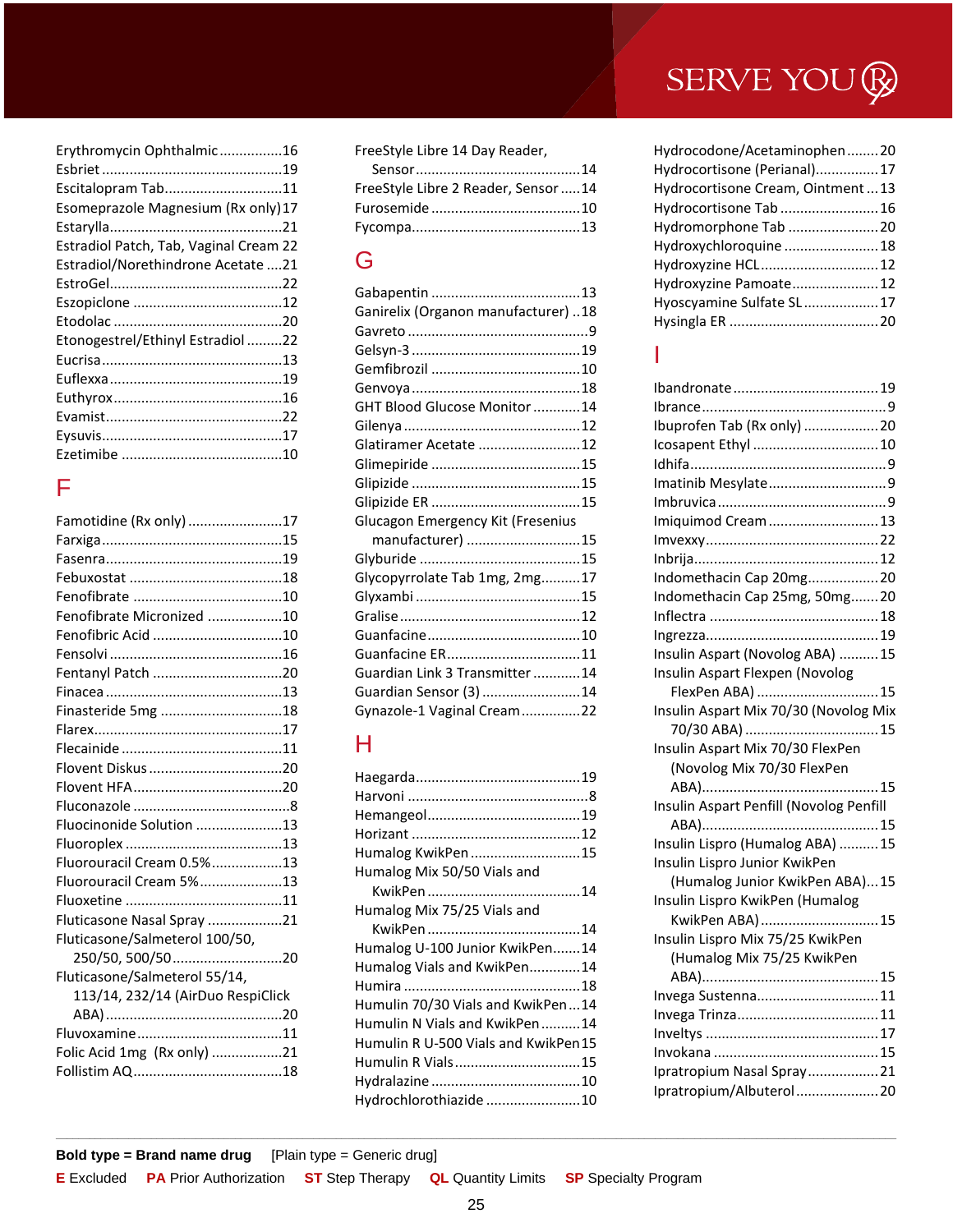Erythromycin Ophthalmic ................16
Esbriet ..............................................19
Escitalopram Tab.............................11
Esomeprazole Magnesium (Rx only)17
Estarylla...........................................21
Estradiol Patch, Tab, Vaginal Cream 22
Estradiol/Norethindrone Acetate ....21
EstroGel...........................................22
Eszopiclone ......................................12
Etodolac ..........................................20
Etonogestrel/Ethinyl Estradiol .........22
Eucrisa.............................................13
Euflexxa ...........................................19
Euthyrox...........................................16
Evamist.............................................22
Eysuvis.............................................17
Ezetimibe .........................................10

## F

Famotidine (Rx only) ........................17
Farxiga.............................................15
Fasenra.............................................19
Febuxostat .......................................18
Fenofibrate ......................................10
Fenofibrate Micronized ...................10
Fenofibric Acid ................................10
Fensolvi ............................................16
Fentanyl Patch .................................20
Finacea .............................................13
Finasteride 5mg ...............................18
Flarex................................................17
Flecainide .........................................11
Flovent Diskus ..................................20
Flovent HFA......................................20
Fluconazole ........................................8
Fluocinonide Solution ......................13
Fluoroplex ........................................13
Fluorouracil Cream 0.5%..................13
Fluorouracil Cream 5%.....................13
Fluoxetine ........................................11
Fluticasone Nasal Spray ...................21
Fluticasone/Salmeterol 100/50, 250/50, 500/50...........................20
Fluticasone/Salmeterol 55/14, 113/14, 232/14 (AirDuo RespiClick ABA).............................................20
Fluvoxamine.....................................11
Folic Acid 1mg (Rx only) ..................21
Follistim AQ......................................18

FreeStyle Libre 14 Day Reader, Sensor..........................................14
FreeStyle Libre 2 Reader, Sensor.....14
Furosemide ......................................10
Fycompa...........................................13

## G

Gabapentin ......................................13
Ganirelix (Organon manufacturer) ..18
Gavreto ..............................................9
Gelsyn-3 ...........................................19
Gemfibrozil ......................................10
Genvoya ...........................................18
GHT Blood Glucose Monitor ...........14
Gilenya .............................................12
Glatiramer Acetate ..........................12
Glimepiride ......................................15
Glipizide ...........................................15
Glipizide ER ......................................15
Glucagon Emergency Kit (Fresenius manufacturer) ............................15
Glyburide .........................................15
Glycopyrrolate Tab 1mg, 2mg.........17
Glyxambi ..........................................15
Gralise ..............................................12
Guanfacine.......................................10
Guanfacine ER..................................11
Guardian Link 3 Transmitter ...........14
Guardian Sensor (3) .........................14
Gynazole-1 Vaginal Cream ...............22

## H

Haegarda..........................................19
Harvoni ..............................................8
Hemangeol.......................................19
Horizant ...........................................12
Humalog KwikPen ............................15
Humalog Mix 50/50 Vials and KwikPen .......................................14
Humalog Mix 75/25 Vials and KwikPen .......................................14
Humalog U-100 Junior KwikPen.......14
Humalog Vials and KwikPen.............14
Humira .............................................18
Humulin 70/30 Vials and KwikPen ...14
Humulin N Vials and KwikPen ..........14
Humulin R U-500 Vials and KwikPen 15
Humulin R Vials................................15
Hydralazine ......................................10
Hydrochlorothiazide ........................10

Hydrocodone/Acetaminophen........20
Hydrocortisone (Perianal)................17
Hydrocortisone Cream, Ointment ...13
Hydrocortisone Tab .........................16
Hydromorphone Tab .......................20
Hydroxychloroquine ........................18
Hydroxyzine HCL..............................12
Hydroxyzine Pamoate......................12
Hyoscyamine Sulfate SL ...................17
Hysingla ER ......................................20

## I

Ibandronate.....................................19
Ibrance ...............................................9
Ibuprofen Tab (Rx only) ...................20
Icosapent Ethyl ................................10
Idhifa..................................................9
Imatinib Mesylate..............................9
Imbruvica ...........................................9
Imiquimod Cream ............................13
Imvexxy............................................22
Inbrija...............................................12
Indomethacin Cap 20mg..................20
Indomethacin Cap 25mg, 50mg.......20
Inflectra ...........................................18
Ingrezza............................................19
Insulin Aspart (Novolog ABA) ..........15
Insulin Aspart Flexpen (Novolog FlexPen ABA) ..............................15
Insulin Aspart Mix 70/30 (Novolog Mix 70/30 ABA) .................................15
Insulin Aspart Mix 70/30 FlexPen (Novolog Mix 70/30 FlexPen ABA).............................................15
Insulin Aspart Penfill (Novolog Penfill ABA).............................................15
Insulin Lispro (Humalog ABA) ..........15
Insulin Lispro Junior KwikPen (Humalog Junior KwikPen ABA)...15
Insulin Lispro KwikPen (Humalog KwikPen ABA) .............................15
Insulin Lispro Mix 75/25 KwikPen (Humalog Mix 75/25 KwikPen ABA).............................................15
Invega Sustenna...............................11
Invega Trinza....................................11
Inveltys ............................................17
Invokana ..........................................15
Ipratropium Nasal Spray..................21
Ipratropium/Albuterol.....................20

**Bold type = Brand name drug** [Plain type = Generic drug]

**E** Excluded **PA** Prior Authorization **ST** Step Therapy **QL** Quantity Limits **SP** Specialty Program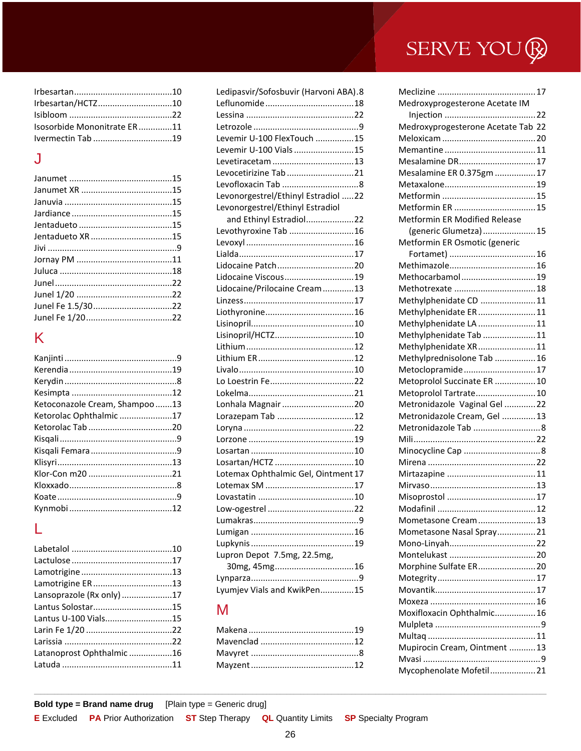Irbesartan ...10
Irbesartan/HCTZ ...10
Isibloom ...22
Isosorbide Mononitrate ER ...11
Ivermectin Tab ...19

## J

Janumet ...15
Janumet XR ...15
Januvia ...15
Jardiance ...15
Jentadueto ...15
Jentadueto XR ...15
Jivi ...9
Jornay PM ...11
Juluca ...18
Junel ...22
Junel 1/20 ...22
Junel Fe 1.5/30 ...22
Junel Fe 1/20 ...22

## K

Kanjinti ...9
Kerendia ...19
Kerydin ...8
Kesimpta ...12
Ketoconazole Cream, Shampoo ...13
Ketorolac Ophthalmic ...17
Ketorolac Tab ...20
Kisqali ...9
Kisqali Femara ...9
Klisyri ...13
Klor-Con m20 ...21
Kloxxado ...8
Koate ...9
Kynmobi ...12

## L

Labetalol ...10
Lactulose ...17
Lamotrigine ...13
Lamotrigine ER ...13
Lansoprazole (Rx only) ...17
Lantus Solostar ...15
Lantus U-100 Vials ...15
Larin Fe 1/20 ...22
Larissia ...22
Latanoprost Ophthalmic ...16
Latuda ...11
Ledipasvir/Sofosbuvir (Harvoni ABA) ...8
Leflunomide ...18
Lessina ...22
Letrozole ...9
Levemir U-100 FlexTouch ...15
Levemir U-100 Vials ...15
Levetiracetam ...13
Levocetirizine Tab ...21
Levofloxacin Tab ...8
Levonorgestrel/Ethinyl Estradiol ...22
Levonorgestrel/Ethinyl Estradiol and Ethinyl Estradiol ...22
Levothyroxine Tab ...16
Levoxyl ...16
Lialda ...17
Lidocaine Patch ...20
Lidocaine Viscous ...19
Lidocaine/Prilocaine Cream ...13
Linzess ...17
Liothyronine ...16
Lisinopril ...10
Lisinopril/HCTZ ...10
Lithium ...12
Lithium ER ...12
Livalo ...10
Lo Loestrin Fe ...22
Lokelma ...21
Lonhala Magnair ...20
Lorazepam Tab ...12
Loryna ...22
Lorzone ...19
Losartan ...10
Losartan/HCTZ ...10
Lotemax Ophthalmic Gel, Ointment ...17
Lotemax SM ...17
Lovastatin ...10
Low-ogestrel ...22
Lumakras ...9
Lumigan ...16
Lupkynis ...19
Lupron Depot 7.5mg, 22.5mg, 30mg, 45mg ...16
Lynparza ...9
Lyumjev Vials and KwikPen ...15

## M

Makena ...19
Mavenclad ...12
Mavyret ...8
Mayzent ...12
Meclizine ...17
Medroxyprogesterone Acetate IM Injection ...22
Medroxyprogesterone Acetate Tab ...22
Meloxicam ...20
Memantine ...11
Mesalamine DR ...17
Mesalamine ER 0.375gm ...17
Metaxalone ...19
Metformin ...15
Metformin ER ...15
Metformin ER Modified Release (generic Glumetza) ...15
Metformin ER Osmotic (generic Fortamet) ...16
Methimazole ...16
Methocarbamol ...19
Methotrexate ...18
Methylphenidate CD ...11
Methylphenidate ER ...11
Methylphenidate LA ...11
Methylphenidate Tab ...11
Methylphenidate XR ...11
Methylprednisolone Tab ...16
Metoclopramide ...17
Metoprolol Succinate ER ...10
Metoprolol Tartrate ...10
Metronidazole Vaginal Gel ...22
Metronidazole Cream, Gel ...13
Metronidazole Tab ...8
Mili ...22
Minocycline Cap ...8
Mirena ...22
Mirtazapine ...11
Mirvaso ...13
Misoprostol ...17
Modafinil ...12
Mometasone Cream ...13
Mometasone Nasal Spray ...21
Mono-Linyah ...22
Montelukast ...20
Morphine Sulfate ER ...20
Motegrity ...17
Movantik ...17
Moxeza ...16
Moxifloxacin Ophthalmic ...16
Mulpleta ...9
Multaq ...11
Mupirocin Cream, Ointment ...13
Mvasi ...9
Mycophenolate Mofetil ...21

**Bold type = Brand name drug** [Plain type = Generic drug]

**E** Excluded **PA** Prior Authorization **ST** Step Therapy **QL** Quantity Limits **SP** Specialty Program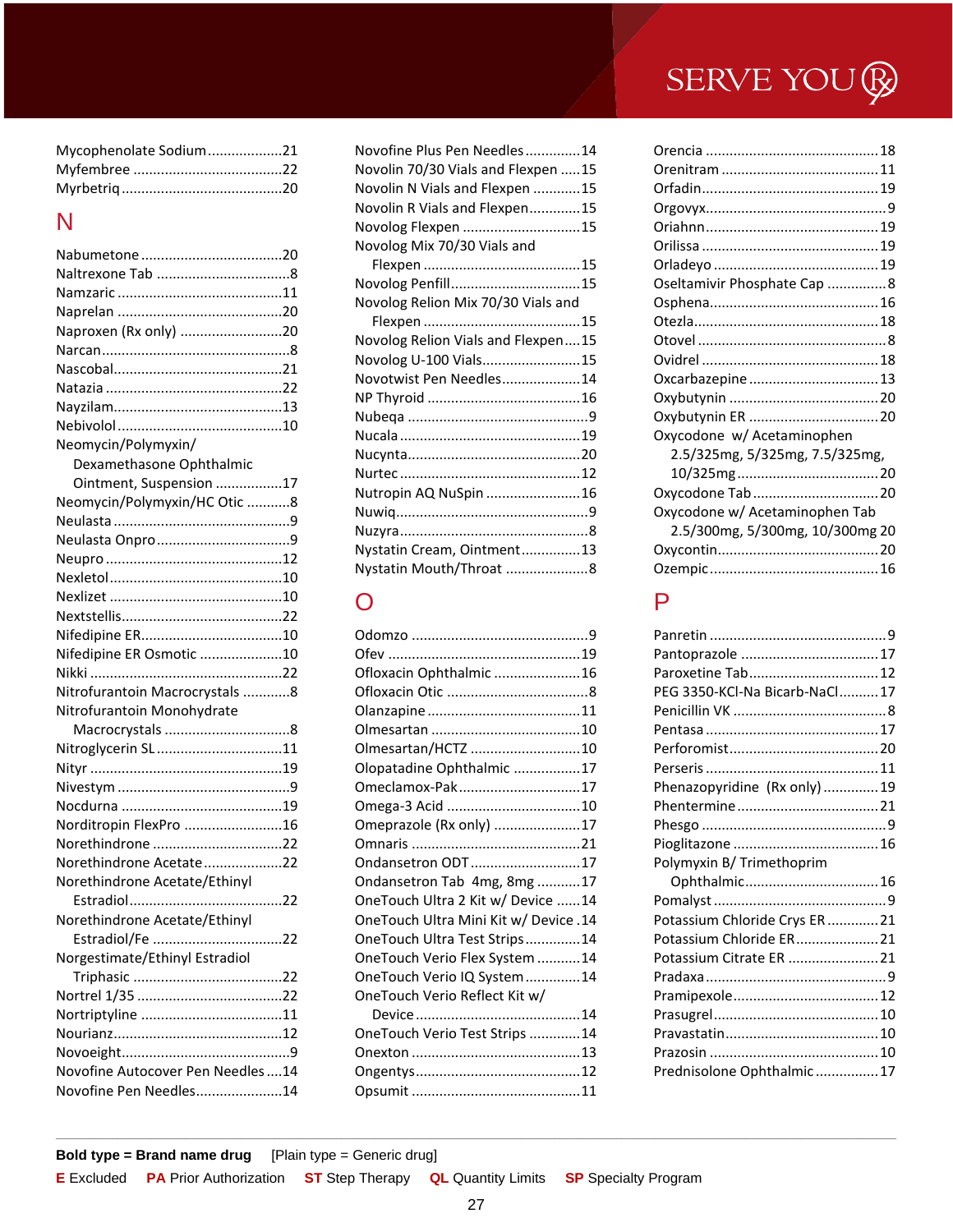Mycophenolate Sodium ..... 21
Myfembree ..... 22
Myrbetriq ..... 20

## N

Nabumetone ..... 20
Naltrexone Tab ..... 8
Namzaric ..... 11
Naprelan ..... 20
Naproxen (Rx only) ..... 20
Narcan ..... 8
Nascobal ..... 21
Natazia ..... 22
Nayzilam ..... 13
Nebivolol ..... 10
Neomycin/Polymyxin/Dexamethasone Ophthalmic Ointment, Suspension ..... 17
Neomycin/Polymyxin/HC Otic ..... 8
Neulasta ..... 9
Neulasta Onpro ..... 9
Neupro ..... 12
Nexletol ..... 10
Nexlizet ..... 10
Nextstellis ..... 22
Nifedipine ER ..... 10
Nifedipine ER Osmotic ..... 10
Nikki ..... 22
Nitrofurantoin Macrocrystals ..... 8
Nitrofurantoin Monohydrate Macrocrystals ..... 8
Nitroglycerin SL ..... 11
Nityr ..... 19
Nivestym ..... 9
Nocdurna ..... 19
Norditropin FlexPro ..... 16
Norethindrone ..... 22
Norethindrone Acetate ..... 22
Norethindrone Acetate/Ethinyl Estradiol ..... 22
Norethindrone Acetate/Ethinyl Estradiol/Fe ..... 22
Norgestimate/Ethinyl Estradiol Triphasic ..... 22
Nortrel 1/35 ..... 22
Nortriptyline ..... 11
Nourianz ..... 12
Novoeight ..... 9
Novofine Autocover Pen Needles ..... 14
Novofine Pen Needles ..... 14
Novofine Plus Pen Needles ..... 14
Novolin 70/30 Vials and Flexpen ..... 15
Novolin N Vials and Flexpen ..... 15
Novolin R Vials and Flexpen ..... 15
Novolog Flexpen ..... 15
Novolog Mix 70/30 Vials and Flexpen ..... 15
Novolog Penfill ..... 15
Novolog Relion Mix 70/30 Vials and Flexpen ..... 15
Novolog Relion Vials and Flexpen ..... 15
Novolog U-100 Vials ..... 15
Novotwist Pen Needles ..... 14
NP Thyroid ..... 16
Nubeqa ..... 9
Nucala ..... 19
Nucynta ..... 20
Nurtec ..... 12
Nutropin AQ NuSpin ..... 16
Nuwiq ..... 9
Nuzyra ..... 8
Nystatin Cream, Ointment ..... 13
Nystatin Mouth/Throat ..... 8

## O

Odomzo ..... 9
Ofev ..... 19
Ofloxacin Ophthalmic ..... 16
Ofloxacin Otic ..... 8
Olanzapine ..... 11
Olmesartan ..... 10
Olmesartan/HCTZ ..... 10
Olopatadine Ophthalmic ..... 17
Omeclamox-Pak ..... 17
Omega-3 Acid ..... 10
Omeprazole (Rx only) ..... 17
Omnaris ..... 21
Ondansetron ODT ..... 17
Ondansetron Tab 4mg, 8mg ..... 17
OneTouch Ultra 2 Kit w/ Device ..... 14
OneTouch Ultra Mini Kit w/ Device ..... 14
OneTouch Ultra Test Strips ..... 14
OneTouch Verio Flex System ..... 14
OneTouch Verio IQ System ..... 14
OneTouch Verio Reflect Kit w/ Device ..... 14
OneTouch Verio Test Strips ..... 14
Onexton ..... 13
Ongentys ..... 12
Opsumit ..... 11
Orencia ..... 18
Orenitram ..... 11
Orfadin ..... 19
Orgovyx ..... 9
Oriahnn ..... 19
Orilissa ..... 19
Orladeyo ..... 19
Oseltamivir Phosphate Cap ..... 8
Osphena ..... 16
Otezla ..... 18
Otovel ..... 8
Ovidrel ..... 18
Oxcarbazepine ..... 13
Oxybutynin ..... 20
Oxybutynin ER ..... 20
Oxycodone w/ Acetaminophen 2.5/325mg, 5/325mg, 7.5/325mg, 10/325mg ..... 20
Oxycodone Tab ..... 20
Oxycodone w/ Acetaminophen Tab 2.5/300mg, 5/300mg, 10/300mg ..... 20
Oxycontin ..... 20
Ozempic ..... 16

## P

Panretin ..... 9
Pantoprazole ..... 17
Paroxetine Tab ..... 12
PEG 3350-KCl-Na Bicarb-NaCl ..... 17
Penicillin VK ..... 8
Pentasa ..... 17
Perforomist ..... 20
Perseris ..... 11
Phenazopyridine (Rx only) ..... 19
Phentermine ..... 21
Phesgo ..... 9
Pioglitazone ..... 16
Polymyxin B/ Trimethoprim Ophthalmic ..... 16
Pomalyst ..... 9
Potassium Chloride Crys ER ..... 21
Potassium Chloride ER ..... 21
Potassium Citrate ER ..... 21
Pradaxa ..... 9
Pramipexole ..... 12
Prasugrel ..... 10
Pravastatin ..... 10
Prazosin ..... 10
Prednisolone Ophthalmic ..... 17

---

**Bold type = Brand name drug** [Plain type = Generic drug]

**E** Excluded **PA** Prior Authorization **ST** Step Therapy **QL** Quantity Limits **SP** Specialty Program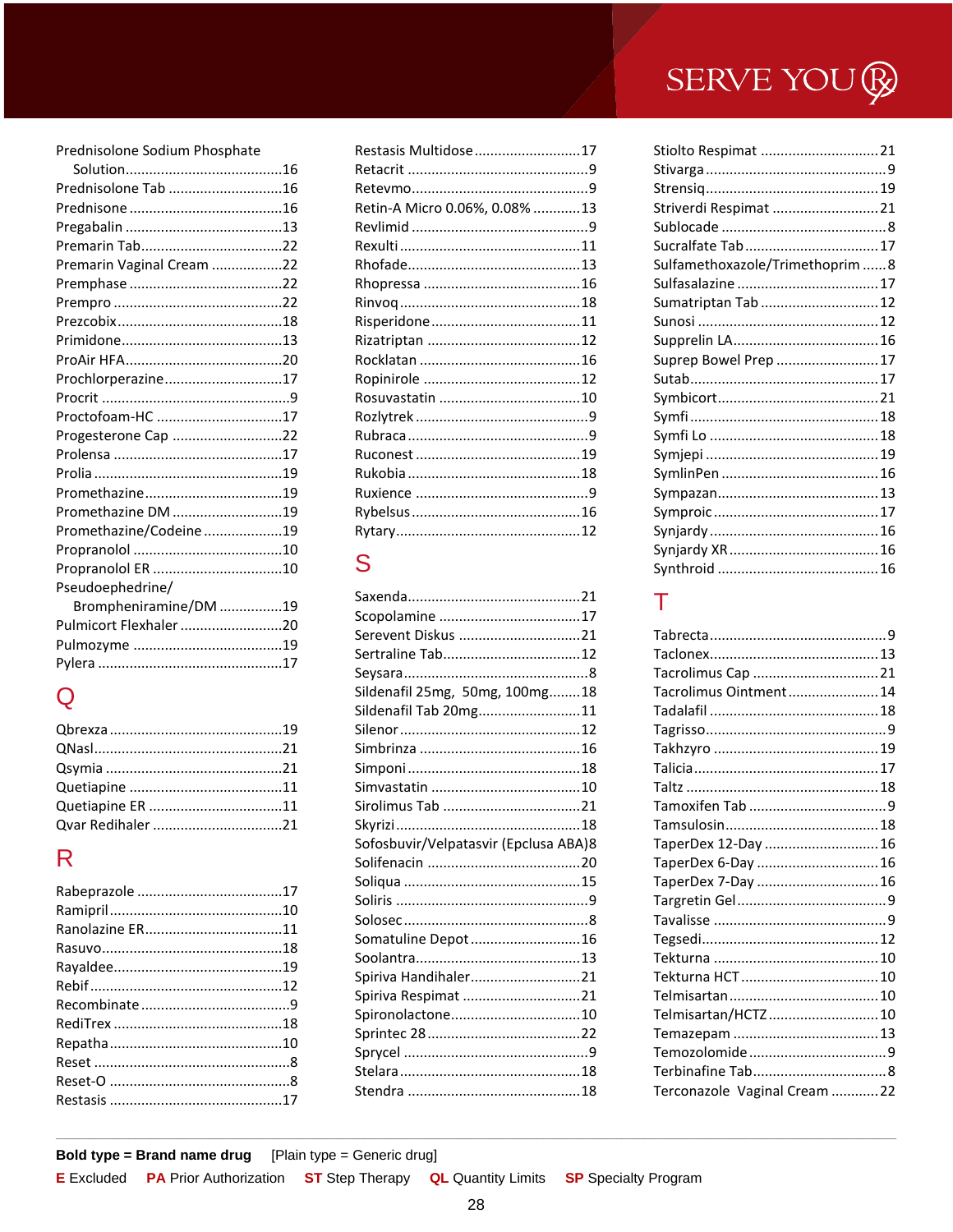Prednisolone Sodium Phosphate Solution........16
Prednisolone Tab........16
Prednisone........16
Pregabalin........13
Premarin Tab........22
Premarin Vaginal Cream........22
Premphase........22
Prempro........22
Prezcobix........18
Primidone........13
ProAir HFA........20
Prochlorperazine........17
Procrit........9
Proctofoam-HC........17
Progesterone Cap........22
Prolensa........17
Prolia........19
Promethazine........19
Promethazine DM........19
Promethazine/Codeine........19
Propranolol........10
Propranolol ER........10
Pseudoephedrine/Brompheniramine/DM........19
Pulmicort Flexhaler........20
Pulmozyme........19
Pylera........17

## Q

Qbrexza........19
QNasl........21
Qsymia........21
Quetiapine........11
Quetiapine ER........11
Qvar Redihaler........21

## R

Rabeprazole........17
Ramipril........10
Ranolazine ER........11
Rasuvo........18
Rayaldee........19
Rebif........12
Recombinate........9
RediTrex........18
Repatha........10
Reset........8
Reset-O........8
Restasis........17
Restasis Multidose........17
Retacrit........9
Retevmo........9
Retin-A Micro 0.06%, 0.08%........13
Revlimid........9
Rexulti........11
Rhofade........13
Rhopressa........16
Rinvoq........18
Risperidone........11
Rizatriptan........12
Rocklatan........16
Ropinirole........12
Rosuvastatin........10
Rozlytrek........9
Rubraca........9
Ruconest........19
Rukobia........18
Ruxience........9
Rybelsus........16
Rytary........12

## S

Saxenda........21
Scopolamine........17
Serevent Diskus........21
Sertraline Tab........12
Seysara........8
Sildenafil 25mg, 50mg, 100mg........18
Sildenafil Tab 20mg........11
Silenor........12
Simbrinza........16
Simponi........18
Simvastatin........10
Sirolimus Tab........21
Skyrizi........18
Sofosbuvir/Velpatasvir (Epclusa ABA)........8
Solifenacin........20
Soliqua........15
Soliris........9
Solosec........8
Somatuline Depot........16
Soolantra........13
Spiriva Handihaler........21
Spiriva Respimat........21
Spironolactone........10
Sprintec 28........22
Sprycel........9
Stelara........18
Stendra........18
Stiolto Respimat........21
Stivarga........9
Strensiq........19
Striverdi Respimat........21
Sublocade........8
Sucralfate Tab........17
Sulfamethoxazole/Trimethoprim........8
Sulfasalazine........17
Sumatriptan Tab........12
Sunosi........12
Supprelin LA........16
Suprep Bowel Prep........17
Sutab........17
Symbicort........21
Symfi........18
Symfi Lo........18
Symjepi........19
SymlinPen........16
Sympazan........13
Symproic........17
Synjardy........16
Synjardy XR........16
Synthroid........16

## T

Tabrecta........9
Taclonex........13
Tacrolimus Cap........21
Tacrolimus Ointment........14
Tadalafil........18
Tagrisso........9
Takhzyro........19
Talicia........17
Taltz........18
Tamoxifen Tab........9
Tamsulosin........18
TaperDex 12-Day........16
TaperDex 6-Day........16
TaperDex 7-Day........16
Targretin Gel........9
Tavalisse........9
Tegsedi........12
Tekturna........10
Tekturna HCT........10
Telmisartan........10
Telmisartan/HCTZ........10
Temazepam........13
Temozolomide........9
Terbinafine Tab........8
Terconazole Vaginal Cream........22

**Bold type = Brand name drug** [Plain type = Generic drug]

**E** Excluded **PA** Prior Authorization **ST** Step Therapy **QL** Quantity Limits **SP** Specialty Program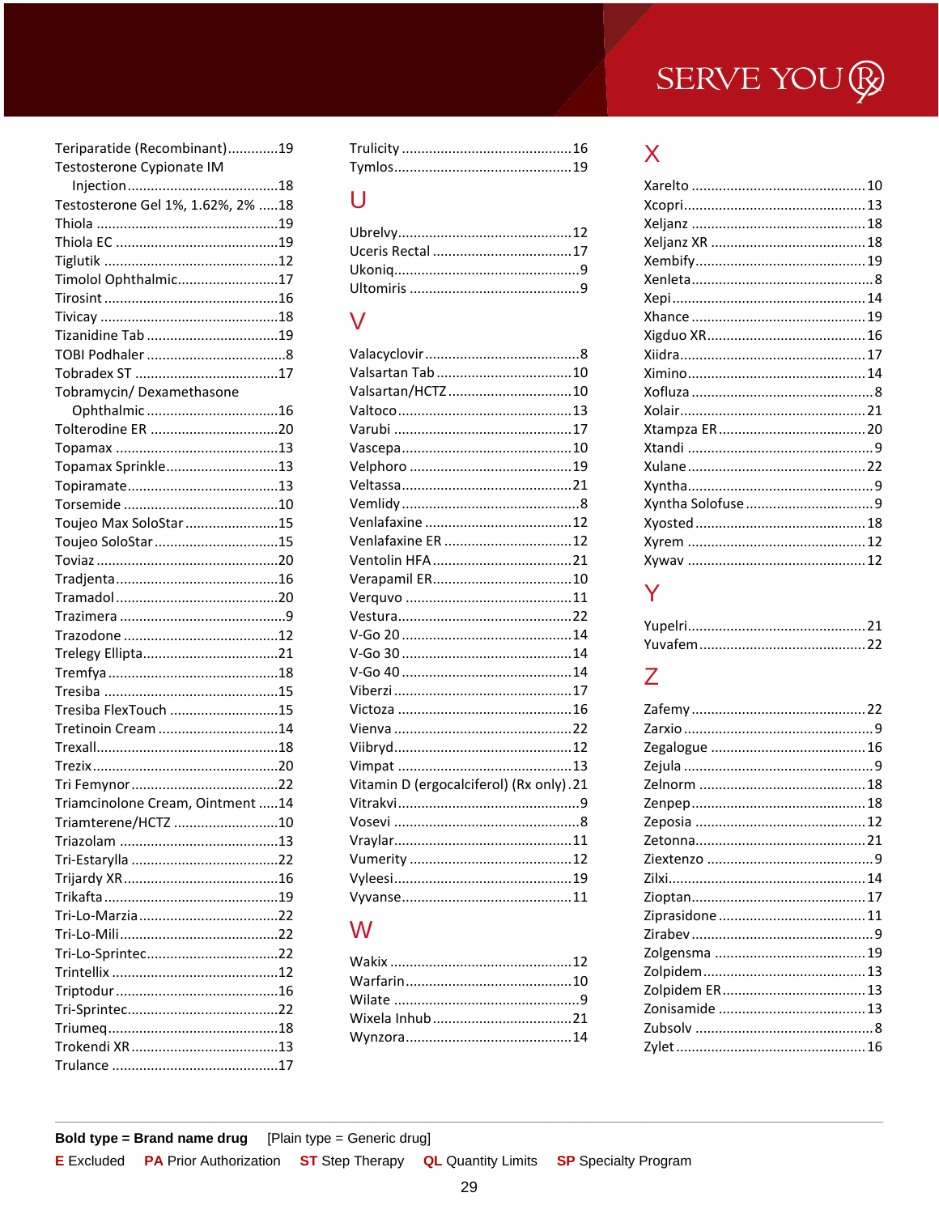Teriparatide (Recombinant).............19
Testosterone Cypionate IM Injection.......................................18
Testosterone Gel 1%, 1.62%, 2% .....18
Thiola ...............................................19
Thiola EC ..........................................19
Tiglutik .............................................12
Timolol Ophthalmic..........................17
Tirosint .............................................16
Tivicay ..............................................18
Tizanidine Tab .................................19
TOBI Podhaler ....................................8
Tobradex ST ....................................17
Tobramycin/ Dexamethasone Ophthalmic ..................................16
Tolterodine ER .................................20
Topamax ..........................................13
Topamax Sprinkle............................13
Topiramate.......................................13
Torsemide ........................................10
Toujeo Max SoloStar .......................15
Toujeo SoloStar...............................15
Toviaz ...............................................20
Tradjenta ..........................................16
Tramadol ..........................................20
Trazimera ...........................................9
Trazodone ........................................12
Trelegy Ellipta..................................21
Tremfya ............................................18
Tresiba .............................................15
Tresiba FlexTouch ...........................15
Tretinoin Cream ...............................14
Trexall...............................................18
Trezix................................................20
Tri Femynor ......................................22
Triamcinolone Cream, Ointment .....14
Triamterene/HCTZ ..........................10
Triazolam .........................................13
Tri-Estarylla .....................................22
Trijardy XR........................................16
Trikafta .............................................19
Tri-Lo-Marzia ....................................22
Tri-Lo-Mili.........................................22
Tri-Lo-Sprintec..................................22
Trintellix ...........................................12
Triptodur ..........................................16
Tri-Sprintec.......................................22
Triumeq ............................................18
Trokendi XR......................................13
Trulance ...........................................17
Trulicity ............................................16
Tymlos...............................................19

## U

Ubrelvy.............................................12
Uceris Rectal ....................................17
Ukoniq................................................9
Ultomiris ............................................9

## V

Valacyclovir ........................................8
Valsartan Tab ...................................10
Valsartan/HCTZ ................................10
Valtoco .............................................13
Varubi ..............................................17
Vascepa............................................10
Velphoro ..........................................19
Veltassa............................................21
Vemlidy ..............................................8
Venlafaxine ......................................12
Venlafaxine ER ................................12
Ventolin HFA ....................................21
Verapamil ER....................................10
Verquvo ...........................................11
Vestura.............................................22
V-Go 20 ............................................14
V-Go 30 ............................................14
V-Go 40 ............................................14
Viberzi ..............................................17
Victoza .............................................16
Vienva ..............................................22
Viibryd..............................................12
Vimpat .............................................13
Vitamin D (ergocalciferol) (Rx only) .21
Vitrakvi...............................................9
Vosevi ................................................8
Vraylar..............................................11
Vumerity ..........................................12
Vyleesi..............................................19
Vyvanse............................................11

## W

Wakix ...............................................12
Warfarin...........................................10
Wilate ................................................9
Wixela Inhub ...................................21
Wynzora...........................................14

## X

Xarelto .............................................10
Xcopri...............................................13
Xeljanz .............................................18
Xeljanz XR .......................................18
Xembify............................................19
Xenleta...............................................8
Xepi ..................................................14
Xhance .............................................19
Xigduo XR.........................................16
Xiidra................................................17
Ximino..............................................14
Xofluza ...............................................8
Xolair................................................21
Xtampza ER ......................................20
Xtandi .................................................9
Xulane ..............................................22
Xyntha................................................9
Xyntha Solofuse .................................9
Xyosted ............................................18
Xyrem ..............................................12
Xywav ..............................................12

## Y

Yupelri..............................................21
Yuvafem ...........................................22

## Z

Zafemy .............................................22
Zarxio .................................................9
Zegalogue ........................................16
Zejula .................................................9
Zelnorm ...........................................18
Zenpep .............................................18
Zeposia ............................................12
Zetonna............................................21
Ziextenzo ...........................................9
Zilxi...................................................14
Zioptan.............................................17
Ziprasidone ......................................11
Zirabev ...............................................9
Zolgensma .......................................19
Zolpidem ..........................................13
Zolpidem ER.....................................13
Zonisamide ......................................13
Zubsolv ..............................................8
Zylet .................................................16

**Bold type = Brand name drug** [Plain type = Generic drug]

**E** Excluded **PA** Prior Authorization **ST** Step Therapy **QL** Quantity Limits **SP** Specialty Program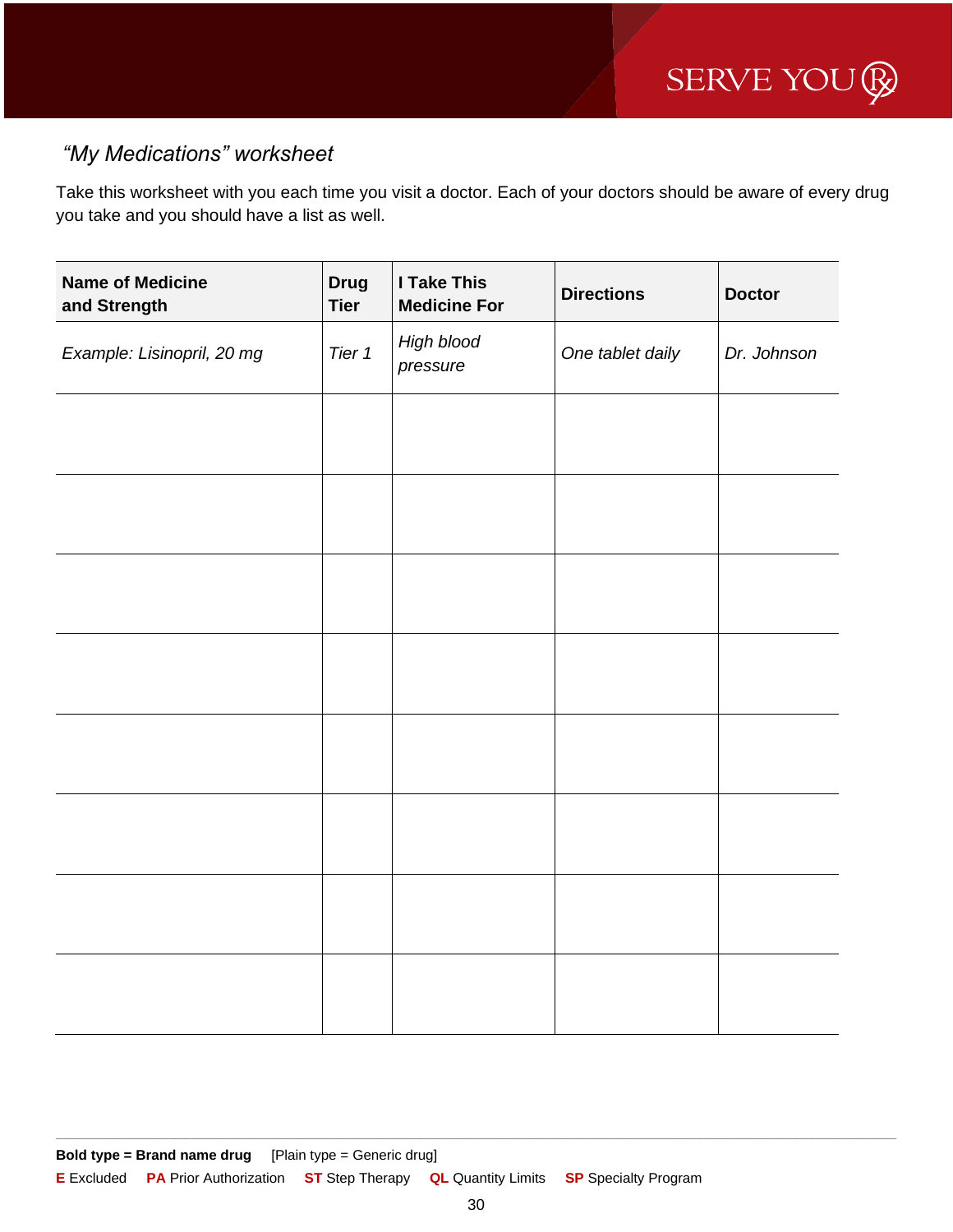## *"My Medications" worksheet*

Take this worksheet with you each time you visit a doctor. Each of your doctors should be aware of every drug you take and you should have a list as well.

| Name of Medicine and Strength | Drug Tier | I Take This Medicine For | Directions | Doctor |
|---|---|---|---|---|
| *Example: Lisinopril, 20 mg* | *Tier 1* | *High blood pressure* | *One tablet daily* | *Dr. Johnson* |
| | | | | |
| | | | | |
| | | | | |
| | | | | |
| | | | | |
| | | | | |
| | | | | |
| | | | | |

**Bold type = Brand name drug** [Plain type = Generic drug]

**E** Excluded **PA** Prior Authorization **ST** Step Therapy **QL** Quantity Limits **SP** Specialty Program